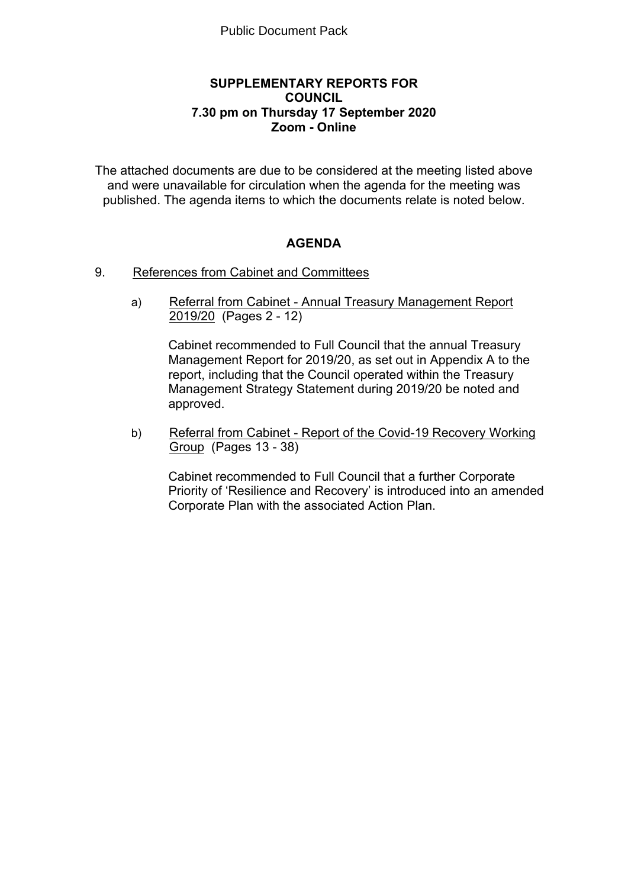Public Document Pack

# SUPPLEMENTARY REPORTS FOR COUNCIL
## 7.30 pm on Thursday 17 September 2020
## Zoom - Online

The attached documents are due to be considered at the meeting listed above and were unavailable for circulation when the agenda for the meeting was published. The agenda items to which the documents relate is noted below.

## AGENDA

9. References from Cabinet and Committees

   a) Referral from Cabinet - Annual Treasury Management Report 2019/20 (Pages 2 - 12)

      Cabinet recommended to Full Council that the annual Treasury Management Report for 2019/20, as set out in Appendix A to the report, including that the Council operated within the Treasury Management Strategy Statement during 2019/20 be noted and approved.

   b) Referral from Cabinet - Report of the Covid-19 Recovery Working Group (Pages 13 - 38)

      Cabinet recommended to Full Council that a further Corporate Priority of 'Resilience and Recovery' is introduced into an amended Corporate Plan with the associated Action Plan.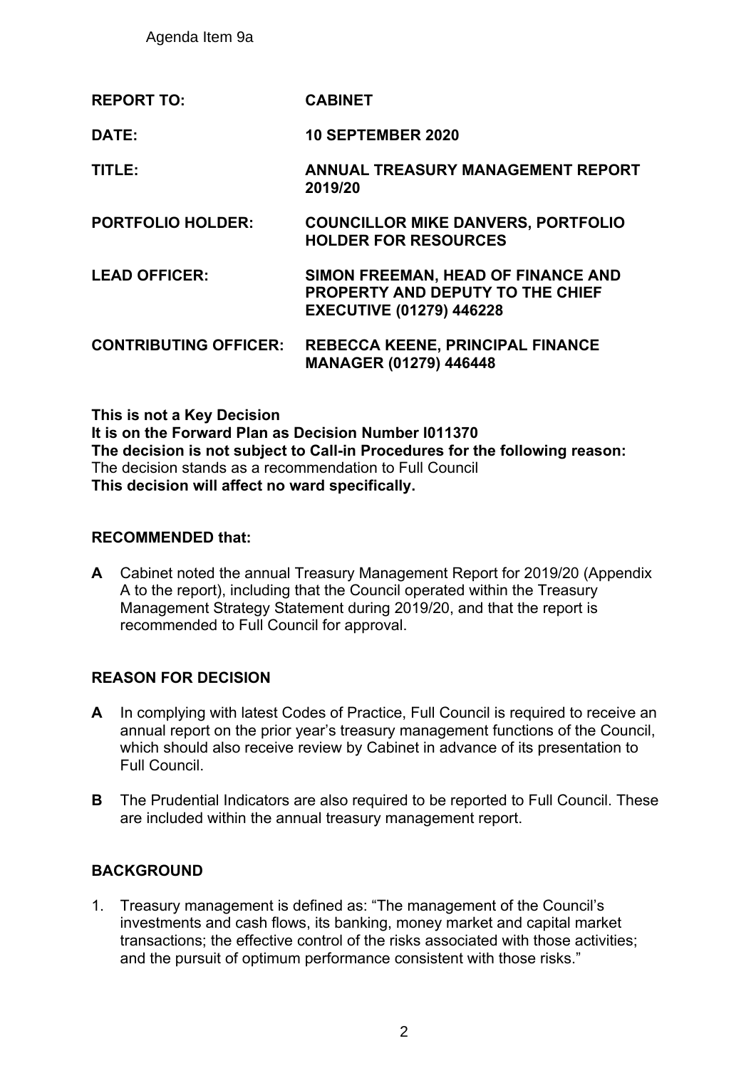Agenda Item 9a

| | |
|---|---|
| **REPORT TO:** | **CABINET** |
| **DATE:** | **10 SEPTEMBER 2020** |
| **TITLE:** | **ANNUAL TREASURY MANAGEMENT REPORT 2019/20** |
| **PORTFOLIO HOLDER:** | **COUNCILLOR MIKE DANVERS, PORTFOLIO HOLDER FOR RESOURCES** |
| **LEAD OFFICER:** | **SIMON FREEMAN, HEAD OF FINANCE AND PROPERTY AND DEPUTY TO THE CHIEF EXECUTIVE (01279) 446228** |
| **CONTRIBUTING OFFICER:** | **REBECCA KEENE, PRINCIPAL FINANCE MANAGER (01279) 446448** |

**This is not a Key Decision**
**It is on the Forward Plan as Decision Number I011370**
**The decision is not subject to Call-in Procedures for the following reason:**
The decision stands as a recommendation to Full Council
**This decision will affect no ward specifically.**

## RECOMMENDED that:

**A** Cabinet noted the annual Treasury Management Report for 2019/20 (Appendix A to the report), including that the Council operated within the Treasury Management Strategy Statement during 2019/20, and that the report is recommended to Full Council for approval.

## REASON FOR DECISION

**A** In complying with latest Codes of Practice, Full Council is required to receive an annual report on the prior year's treasury management functions of the Council, which should also receive review by Cabinet in advance of its presentation to Full Council.

**B** The Prudential Indicators are also required to be reported to Full Council. These are included within the annual treasury management report.

## BACKGROUND

1. Treasury management is defined as: "The management of the Council's investments and cash flows, its banking, money market and capital market transactions; the effective control of the risks associated with those activities; and the pursuit of optimum performance consistent with those risks."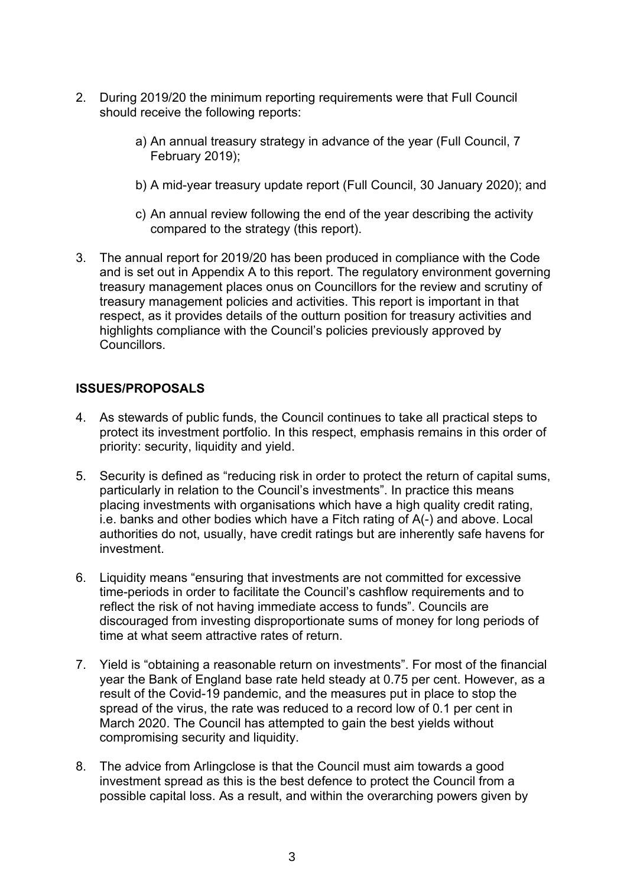2. During 2019/20 the minimum reporting requirements were that Full Council should receive the following reports:

   a) An annual treasury strategy in advance of the year (Full Council, 7 February 2019);

   b) A mid-year treasury update report (Full Council, 30 January 2020); and

   c) An annual review following the end of the year describing the activity compared to the strategy (this report).

3. The annual report for 2019/20 has been produced in compliance with the Code and is set out in Appendix A to this report. The regulatory environment governing treasury management places onus on Councillors for the review and scrutiny of treasury management policies and activities. This report is important in that respect, as it provides details of the outturn position for treasury activities and highlights compliance with the Council's policies previously approved by Councillors.

**ISSUES/PROPOSALS**

4. As stewards of public funds, the Council continues to take all practical steps to protect its investment portfolio. In this respect, emphasis remains in this order of priority: security, liquidity and yield.

5. Security is defined as "reducing risk in order to protect the return of capital sums, particularly in relation to the Council's investments". In practice this means placing investments with organisations which have a high quality credit rating, i.e. banks and other bodies which have a Fitch rating of A(-) and above. Local authorities do not, usually, have credit ratings but are inherently safe havens for investment.

6. Liquidity means "ensuring that investments are not committed for excessive time-periods in order to facilitate the Council's cashflow requirements and to reflect the risk of not having immediate access to funds". Councils are discouraged from investing disproportionate sums of money for long periods of time at what seem attractive rates of return.

7. Yield is "obtaining a reasonable return on investments". For most of the financial year the Bank of England base rate held steady at 0.75 per cent. However, as a result of the Covid-19 pandemic, and the measures put in place to stop the spread of the virus, the rate was reduced to a record low of 0.1 per cent in March 2020. The Council has attempted to gain the best yields without compromising security and liquidity.

8. The advice from Arlingclose is that the Council must aim towards a good investment spread as this is the best defence to protect the Council from a possible capital loss. As a result, and within the overarching powers given by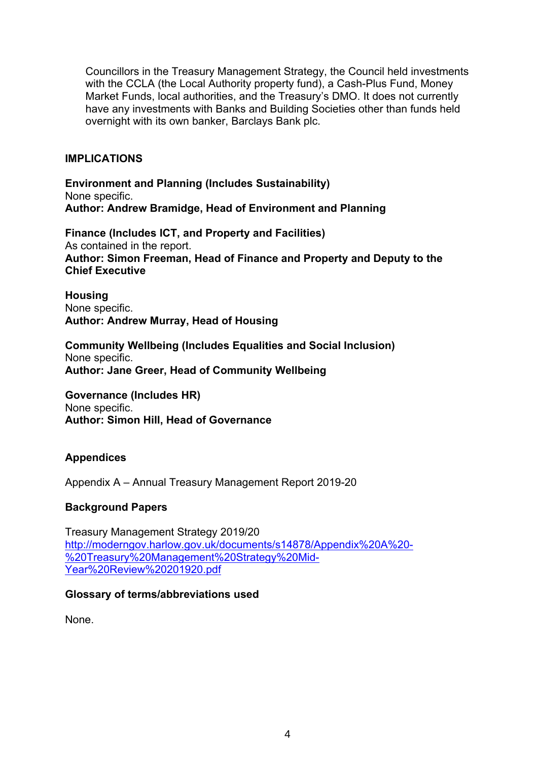Councillors in the Treasury Management Strategy, the Council held investments with the CCLA (the Local Authority property fund), a Cash-Plus Fund, Money Market Funds, local authorities, and the Treasury's DMO. It does not currently have any investments with Banks and Building Societies other than funds held overnight with its own banker, Barclays Bank plc.

## IMPLICATIONS

**Environment and Planning (Includes Sustainability)**
None specific.
**Author: Andrew Bramidge, Head of Environment and Planning**

**Finance (Includes ICT, and Property and Facilities)**
As contained in the report.
**Author: Simon Freeman, Head of Finance and Property and Deputy to the Chief Executive**

**Housing**
None specific.
**Author: Andrew Murray, Head of Housing**

**Community Wellbeing (Includes Equalities and Social Inclusion)**
None specific.
**Author: Jane Greer, Head of Community Wellbeing**

**Governance (Includes HR)**
None specific.
**Author: Simon Hill, Head of Governance**

### Appendices

Appendix A – Annual Treasury Management Report 2019-20

### Background Papers

Treasury Management Strategy 2019/20
[http://moderngov.harlow.gov.uk/documents/s14878/Appendix%20A%20-%20Treasury%20Management%20Strategy%20Mid-Year%20Review%20201920.pdf](http://moderngov.harlow.gov.uk/documents/s14878/Appendix%20A%20-%20Treasury%20Management%20Strategy%20Mid-Year%20Review%20201920.pdf)

### Glossary of terms/abbreviations used

None.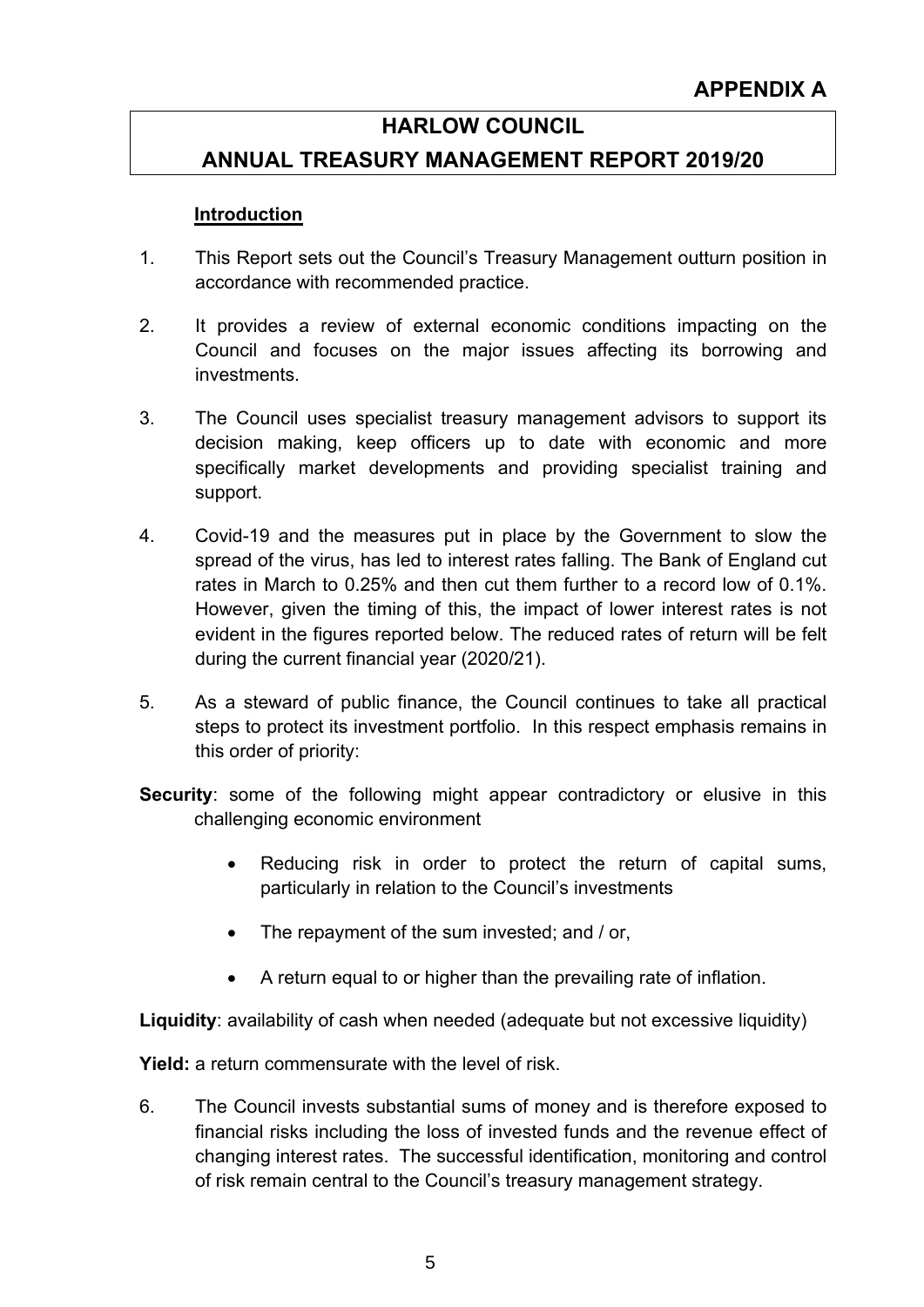**APPENDIX A**

# HARLOW COUNCIL
# ANNUAL TREASURY MANAGEMENT REPORT 2019/20

## Introduction

1. This Report sets out the Council's Treasury Management outturn position in accordance with recommended practice.

2. It provides a review of external economic conditions impacting on the Council and focuses on the major issues affecting its borrowing and investments.

3. The Council uses specialist treasury management advisors to support its decision making, keep officers up to date with economic and more specifically market developments and providing specialist training and support.

4. Covid-19 and the measures put in place by the Government to slow the spread of the virus, has led to interest rates falling. The Bank of England cut rates in March to 0.25% and then cut them further to a record low of 0.1%. However, given the timing of this, the impact of lower interest rates is not evident in the figures reported below. The reduced rates of return will be felt during the current financial year (2020/21).

5. As a steward of public finance, the Council continues to take all practical steps to protect its investment portfolio. In this respect emphasis remains in this order of priority:

**Security**: some of the following might appear contradictory or elusive in this challenging economic environment

- Reducing risk in order to protect the return of capital sums, particularly in relation to the Council's investments
- The repayment of the sum invested; and / or,
- A return equal to or higher than the prevailing rate of inflation.

**Liquidity**: availability of cash when needed (adequate but not excessive liquidity)

**Yield:** a return commensurate with the level of risk.

6. The Council invests substantial sums of money and is therefore exposed to financial risks including the loss of invested funds and the revenue effect of changing interest rates. The successful identification, monitoring and control of risk remain central to the Council's treasury management strategy.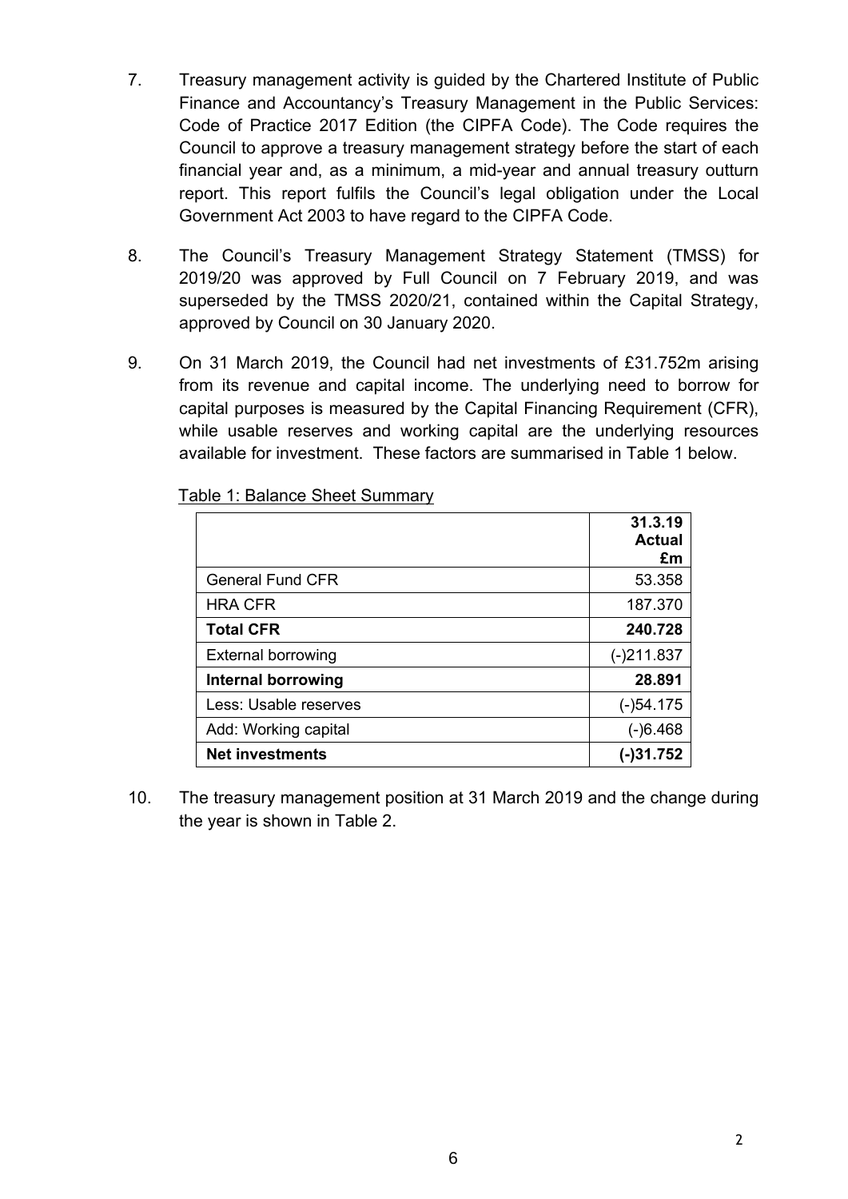7. Treasury management activity is guided by the Chartered Institute of Public Finance and Accountancy's Treasury Management in the Public Services: Code of Practice 2017 Edition (the CIPFA Code). The Code requires the Council to approve a treasury management strategy before the start of each financial year and, as a minimum, a mid-year and annual treasury outturn report. This report fulfils the Council's legal obligation under the Local Government Act 2003 to have regard to the CIPFA Code.

8. The Council's Treasury Management Strategy Statement (TMSS) for 2019/20 was approved by Full Council on 7 February 2019, and was superseded by the TMSS 2020/21, contained within the Capital Strategy, approved by Council on 30 January 2020.

9. On 31 March 2019, the Council had net investments of £31.752m arising from its revenue and capital income. The underlying need to borrow for capital purposes is measured by the Capital Financing Requirement (CFR), while usable reserves and working capital are the underlying resources available for investment. These factors are summarised in Table 1 below.

Table 1: Balance Sheet Summary

| | **31.3.19 Actual £m** |
|---|---|
| General Fund CFR | 53.358 |
| HRA CFR | 187.370 |
| **Total CFR** | **240.728** |
| External borrowing | (-)211.837 |
| **Internal borrowing** | **28.891** |
| Less: Usable reserves | (-)54.175 |
| Add: Working capital | (-)6.468 |
| **Net investments** | **(-)31.752** |

10. The treasury management position at 31 March 2019 and the change during the year is shown in Table 2.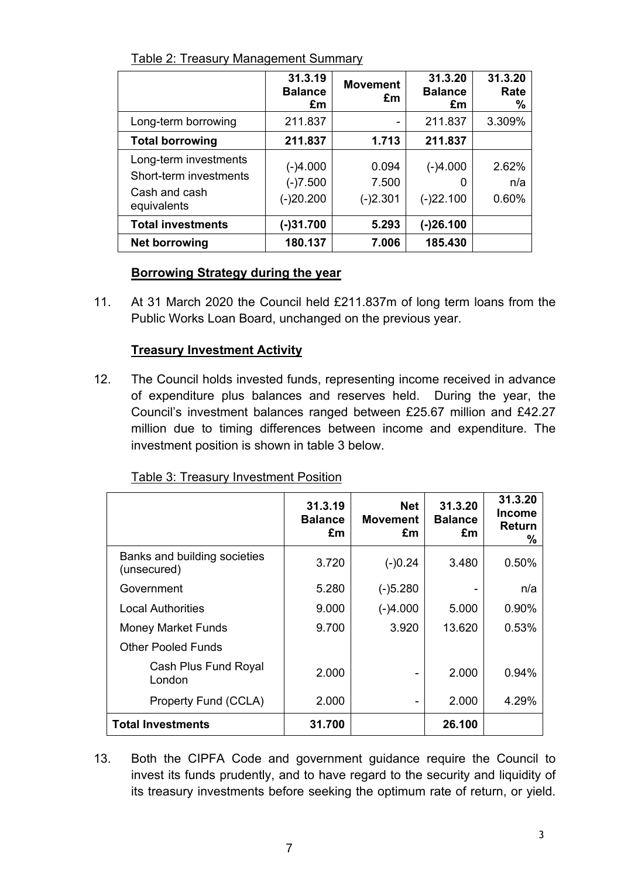Table 2: Treasury Management Summary

| | 31.3.19 Balance £m | Movement £m | 31.3.20 Balance £m | 31.3.20 Rate % |
|---|---|---|---|---|
| Long-term borrowing | 211.837 | - | 211.837 | 3.309% |
| **Total borrowing** | **211.837** | **1.713** | **211.837** | |
| Long-term investments<br>Short-term investments<br>Cash and cash equivalents | (-)4.000<br>(-)7.500<br>(-)20.200 | 0.094<br>7.500<br>(-)2.301 | (-)4.000<br>0<br>(-)22.100 | 2.62%<br>n/a<br>0.60% |
| **Total investments** | **(-)31.700** | **5.293** | **(-)26.100** | |
| **Net borrowing** | **180.137** | **7.006** | **185.430** | |

**Borrowing Strategy during the year**

11. At 31 March 2020 the Council held £211.837m of long term loans from the Public Works Loan Board, unchanged on the previous year.

**Treasury Investment Activity**

12. The Council holds invested funds, representing income received in advance of expenditure plus balances and reserves held. During the year, the Council's investment balances ranged between £25.67 million and £42.27 million due to timing differences between income and expenditure. The investment position is shown in table 3 below.

Table 3: Treasury Investment Position

| | 31.3.19 Balance £m | Net Movement £m | 31.3.20 Balance £m | 31.3.20 Income Return % |
|---|---|---|---|---|
| Banks and building societies (unsecured) | 3.720 | (-)0.24 | 3.480 | 0.50% |
| Government | 5.280 | (-)5.280 | - | n/a |
| Local Authorities | 9.000 | (-)4.000 | 5.000 | 0.90% |
| Money Market Funds | 9.700 | 3.920 | 13.620 | 0.53% |
| Other Pooled Funds | | | | |
| Cash Plus Fund Royal London | 2.000 | - | 2.000 | 0.94% |
| Property Fund (CCLA) | 2.000 | - | 2.000 | 4.29% |
| **Total Investments** | **31.700** | | **26.100** | |

13. Both the CIPFA Code and government guidance require the Council to invest its funds prudently, and to have regard to the security and liquidity of its treasury investments before seeking the optimum rate of return, or yield.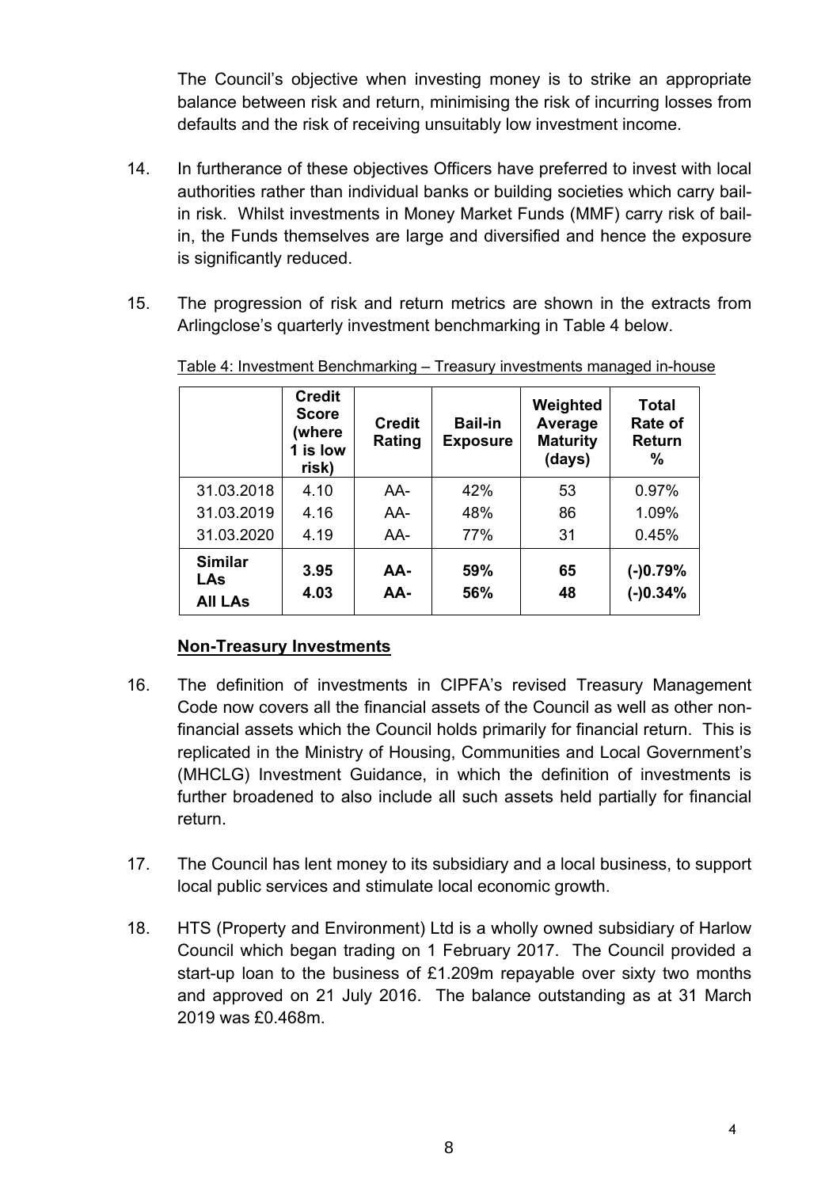The Council's objective when investing money is to strike an appropriate balance between risk and return, minimising the risk of incurring losses from defaults and the risk of receiving unsuitably low investment income.

14. In furtherance of these objectives Officers have preferred to invest with local authorities rather than individual banks or building societies which carry bail-in risk. Whilst investments in Money Market Funds (MMF) carry risk of bail-in, the Funds themselves are large and diversified and hence the exposure is significantly reduced.

15. The progression of risk and return metrics are shown in the extracts from Arlingclose's quarterly investment benchmarking in Table 4 below.

Table 4: Investment Benchmarking – Treasury investments managed in-house

| | Credit Score (where 1 is low risk) | Credit Rating | Bail-in Exposure | Weighted Average Maturity (days) | Total Rate of Return % |
|---|---|---|---|---|---|
| 31.03.2018 | 4.10 | AA- | 42% | 53 | 0.97% |
| 31.03.2019 | 4.16 | AA- | 48% | 86 | 1.09% |
| 31.03.2020 | 4.19 | AA- | 77% | 31 | 0.45% |
| **Similar LAs** | **3.95** | **AA-** | **59%** | **65** | **(-)0.79%** |
| **All LAs** | **4.03** | **AA-** | **56%** | **48** | **(-)0.34%** |

## Non-Treasury Investments

16. The definition of investments in CIPFA's revised Treasury Management Code now covers all the financial assets of the Council as well as other non-financial assets which the Council holds primarily for financial return. This is replicated in the Ministry of Housing, Communities and Local Government's (MHCLG) Investment Guidance, in which the definition of investments is further broadened to also include all such assets held partially for financial return.

17. The Council has lent money to its subsidiary and a local business, to support local public services and stimulate local economic growth.

18. HTS (Property and Environment) Ltd is a wholly owned subsidiary of Harlow Council which began trading on 1 February 2017. The Council provided a start-up loan to the business of £1.209m repayable over sixty two months and approved on 21 July 2016. The balance outstanding as at 31 March 2019 was £0.468m.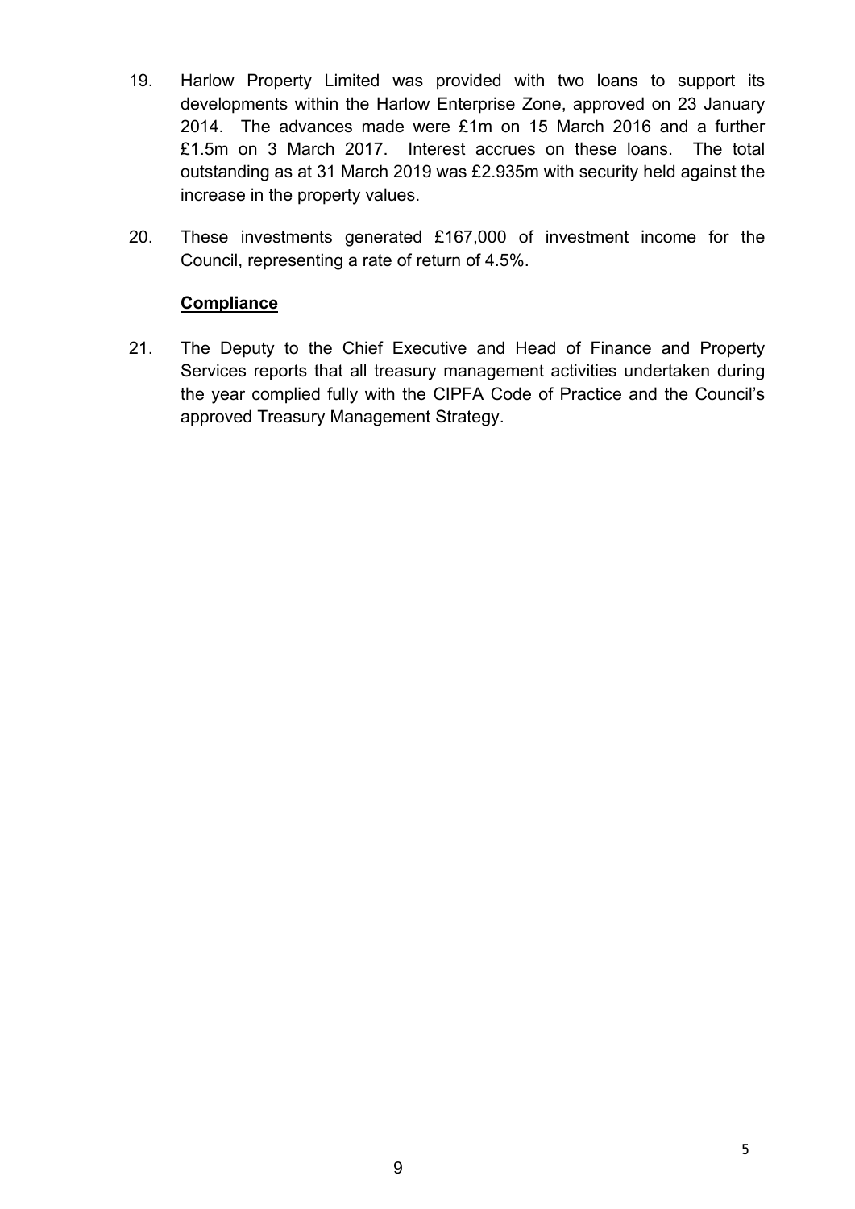19. Harlow Property Limited was provided with two loans to support its developments within the Harlow Enterprise Zone, approved on 23 January 2014. The advances made were £1m on 15 March 2016 and a further £1.5m on 3 March 2017. Interest accrues on these loans. The total outstanding as at 31 March 2019 was £2.935m with security held against the increase in the property values.

20. These investments generated £167,000 of investment income for the Council, representing a rate of return of 4.5%.

**Compliance**

21. The Deputy to the Chief Executive and Head of Finance and Property Services reports that all treasury management activities undertaken during the year complied fully with the CIPFA Code of Practice and the Council's approved Treasury Management Strategy.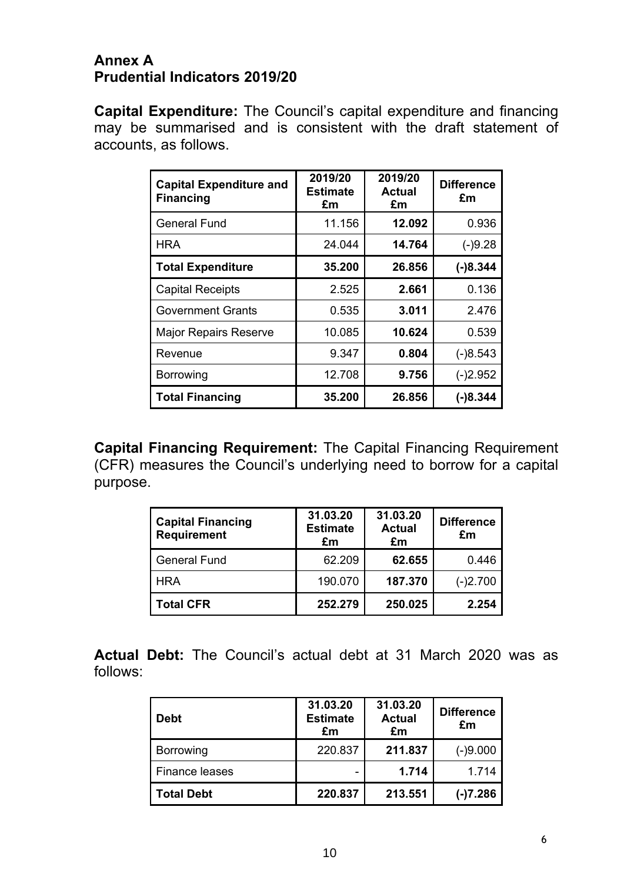## Annex A
## Prudential Indicators 2019/20

**Capital Expenditure:** The Council's capital expenditure and financing may be summarised and is consistent with the draft statement of accounts, as follows.

| Capital Expenditure and Financing | 2019/20 Estimate £m | 2019/20 Actual £m | Difference £m |
|---|---|---|---|
| General Fund | 11.156 | **12.092** | 0.936 |
| HRA | 24.044 | **14.764** | (-)9.28 |
| **Total Expenditure** | **35.200** | **26.856** | **(-)8.344** |
| Capital Receipts | 2.525 | **2.661** | 0.136 |
| Government Grants | 0.535 | **3.011** | 2.476 |
| Major Repairs Reserve | 10.085 | **10.624** | 0.539 |
| Revenue | 9.347 | **0.804** | (-)8.543 |
| Borrowing | 12.708 | **9.756** | (-)2.952 |
| **Total Financing** | **35.200** | **26.856** | **(-)8.344** |

**Capital Financing Requirement:** The Capital Financing Requirement (CFR) measures the Council's underlying need to borrow for a capital purpose.

| Capital Financing Requirement | 31.03.20 Estimate £m | 31.03.20 Actual £m | Difference £m |
|---|---|---|---|
| General Fund | 62.209 | **62.655** | 0.446 |
| HRA | 190.070 | **187.370** | (-)2.700 |
| **Total CFR** | **252.279** | **250.025** | **2.254** |

**Actual Debt:** The Council's actual debt at 31 March 2020 was as follows:

| Debt | 31.03.20 Estimate £m | 31.03.20 Actual £m | Difference £m |
|---|---|---|---|
| Borrowing | 220.837 | **211.837** | (-)9.000 |
| Finance leases | - | **1.714** | 1.714 |
| **Total Debt** | **220.837** | **213.551** | **(-)7.286** |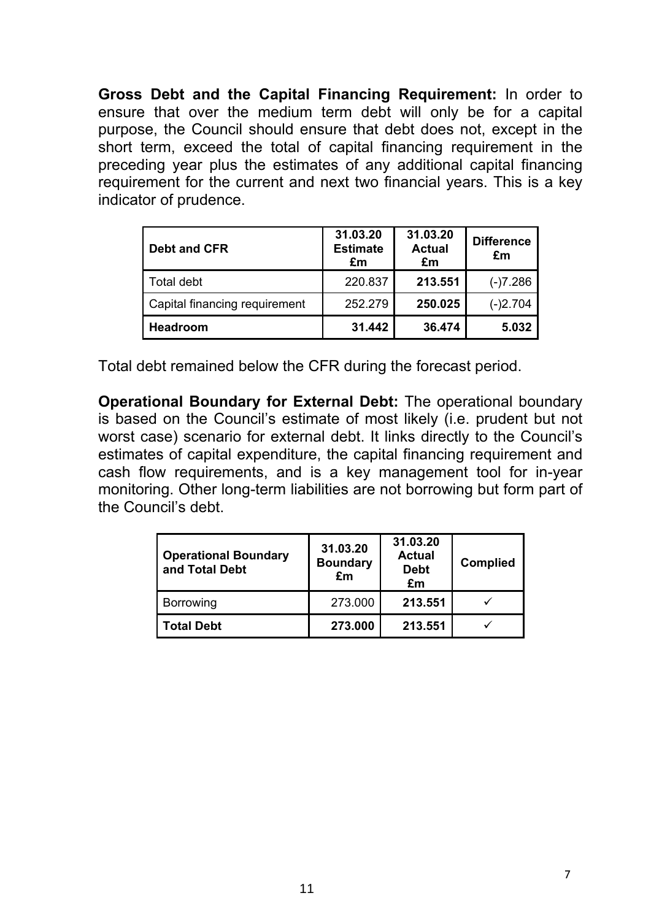**Gross Debt and the Capital Financing Requirement:** In order to ensure that over the medium term debt will only be for a capital purpose, the Council should ensure that debt does not, except in the short term, exceed the total of capital financing requirement in the preceding year plus the estimates of any additional capital financing requirement for the current and next two financial years. This is a key indicator of prudence.

| **Debt and CFR** | **31.03.20 Estimate £m** | **31.03.20 Actual £m** | **Difference £m** |
|---|---|---|---|
| Total debt | 220.837 | **213.551** | (-)7.286 |
| Capital financing requirement | 252.279 | **250.025** | (-)2.704 |
| **Headroom** | **31.442** | **36.474** | **5.032** |

Total debt remained below the CFR during the forecast period.

**Operational Boundary for External Debt:** The operational boundary is based on the Council's estimate of most likely (i.e. prudent but not worst case) scenario for external debt. It links directly to the Council's estimates of capital expenditure, the capital financing requirement and cash flow requirements, and is a key management tool for in-year monitoring. Other long-term liabilities are not borrowing but form part of the Council's debt.

| **Operational Boundary and Total Debt** | **31.03.20 Boundary £m** | **31.03.20 Actual Debt £m** | **Complied** |
|---|---|---|---|
| Borrowing | 273.000 | **213.551** | ✓ |
| **Total Debt** | **273.000** | **213.551** | ✓ |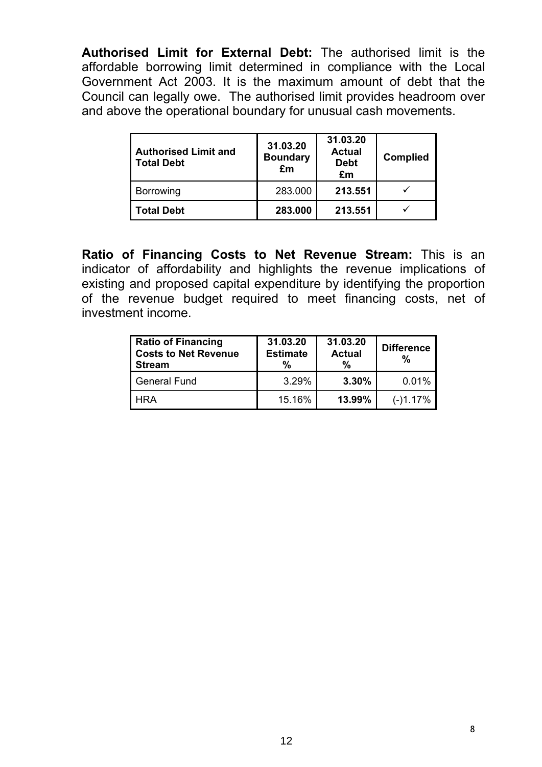**Authorised Limit for External Debt:** The authorised limit is the affordable borrowing limit determined in compliance with the Local Government Act 2003. It is the maximum amount of debt that the Council can legally owe. The authorised limit provides headroom over and above the operational boundary for unusual cash movements.

| Authorised Limit and Total Debt | 31.03.20 Boundary £m | 31.03.20 Actual Debt £m | Complied |
|---|---|---|---|
| Borrowing | 283.000 | **213.551** | ✓ |
| **Total Debt** | **283.000** | **213.551** | ✓ |

**Ratio of Financing Costs to Net Revenue Stream:** This is an indicator of affordability and highlights the revenue implications of existing and proposed capital expenditure by identifying the proportion of the revenue budget required to meet financing costs, net of investment income.

| Ratio of Financing Costs to Net Revenue Stream | 31.03.20 Estimate % | 31.03.20 Actual % | Difference % |
|---|---|---|---|
| General Fund | 3.29% | **3.30%** | 0.01% |
| HRA | 15.16% | **13.99%** | (-)1.17% |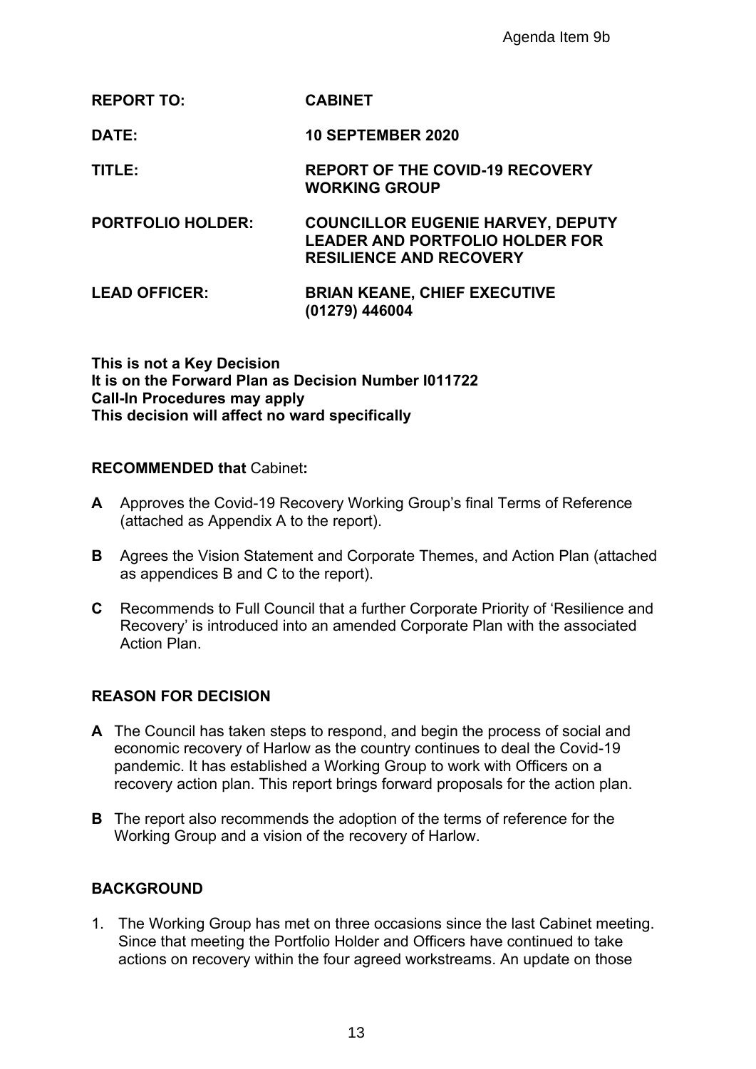Agenda Item 9b

**REPORT TO:** **CABINET**

**DATE:** **10 SEPTEMBER 2020**

**TITLE:** **REPORT OF THE COVID-19 RECOVERY WORKING GROUP**

**PORTFOLIO HOLDER:** **COUNCILLOR EUGENIE HARVEY, DEPUTY LEADER AND PORTFOLIO HOLDER FOR RESILIENCE AND RECOVERY**

**LEAD OFFICER:** **BRIAN KEANE, CHIEF EXECUTIVE (01279) 446004**

**This is not a Key Decision**
**It is on the Forward Plan as Decision Number I011722**
**Call-In Procedures may apply**
**This decision will affect no ward specifically**

**RECOMMENDED that** Cabinet**:**

**A** Approves the Covid-19 Recovery Working Group's final Terms of Reference (attached as Appendix A to the report).

**B** Agrees the Vision Statement and Corporate Themes, and Action Plan (attached as appendices B and C to the report).

**C** Recommends to Full Council that a further Corporate Priority of 'Resilience and Recovery' is introduced into an amended Corporate Plan with the associated Action Plan.

## REASON FOR DECISION

**A** The Council has taken steps to respond, and begin the process of social and economic recovery of Harlow as the country continues to deal the Covid-19 pandemic. It has established a Working Group to work with Officers on a recovery action plan. This report brings forward proposals for the action plan.

**B** The report also recommends the adoption of the terms of reference for the Working Group and a vision of the recovery of Harlow.

## BACKGROUND

1. The Working Group has met on three occasions since the last Cabinet meeting. Since that meeting the Portfolio Holder and Officers have continued to take actions on recovery within the four agreed workstreams. An update on those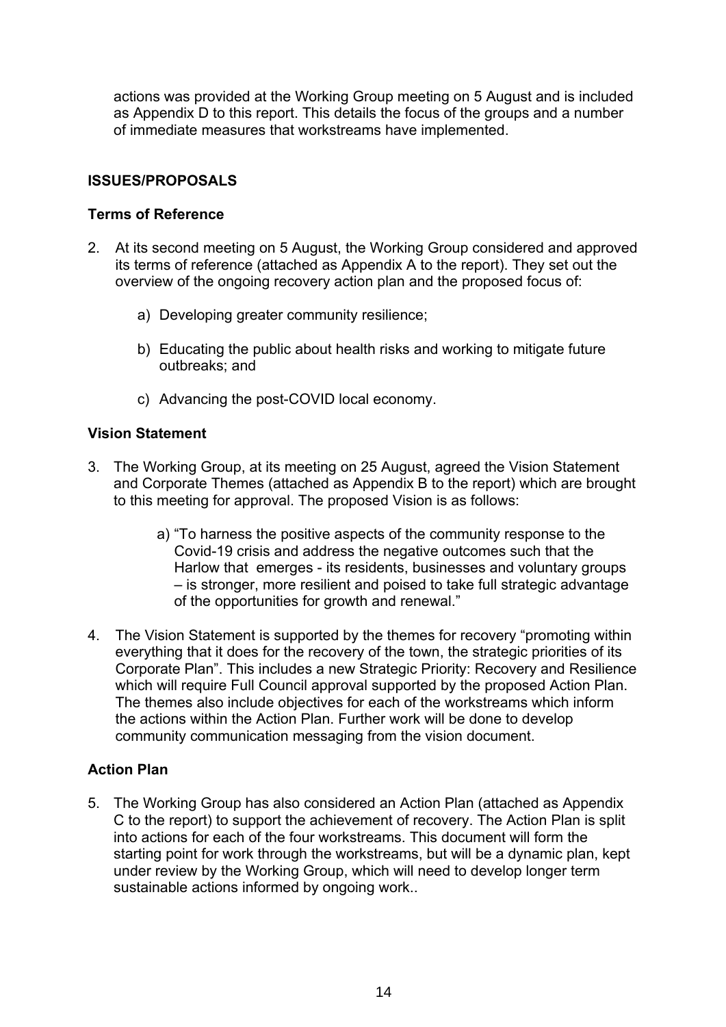actions was provided at the Working Group meeting on 5 August and is included as Appendix D to this report. This details the focus of the groups and a number of immediate measures that workstreams have implemented.

**ISSUES/PROPOSALS**

**Terms of Reference**

2. At its second meeting on 5 August, the Working Group considered and approved its terms of reference (attached as Appendix A to the report). They set out the overview of the ongoing recovery action plan and the proposed focus of:

    a) Developing greater community resilience;

    b) Educating the public about health risks and working to mitigate future outbreaks; and

    c) Advancing the post-COVID local economy.

**Vision Statement**

3. The Working Group, at its meeting on 25 August, agreed the Vision Statement and Corporate Themes (attached as Appendix B to the report) which are brought to this meeting for approval. The proposed Vision is as follows:

    a) "To harness the positive aspects of the community response to the Covid-19 crisis and address the negative outcomes such that the Harlow that emerges - its residents, businesses and voluntary groups – is stronger, more resilient and poised to take full strategic advantage of the opportunities for growth and renewal."

4. The Vision Statement is supported by the themes for recovery "promoting within everything that it does for the recovery of the town, the strategic priorities of its Corporate Plan". This includes a new Strategic Priority: Recovery and Resilience which will require Full Council approval supported by the proposed Action Plan. The themes also include objectives for each of the workstreams which inform the actions within the Action Plan. Further work will be done to develop community communication messaging from the vision document.

**Action Plan**

5. The Working Group has also considered an Action Plan (attached as Appendix C to the report) to support the achievement of recovery. The Action Plan is split into actions for each of the four workstreams. This document will form the starting point for work through the workstreams, but will be a dynamic plan, kept under review by the Working Group, which will need to develop longer term sustainable actions informed by ongoing work..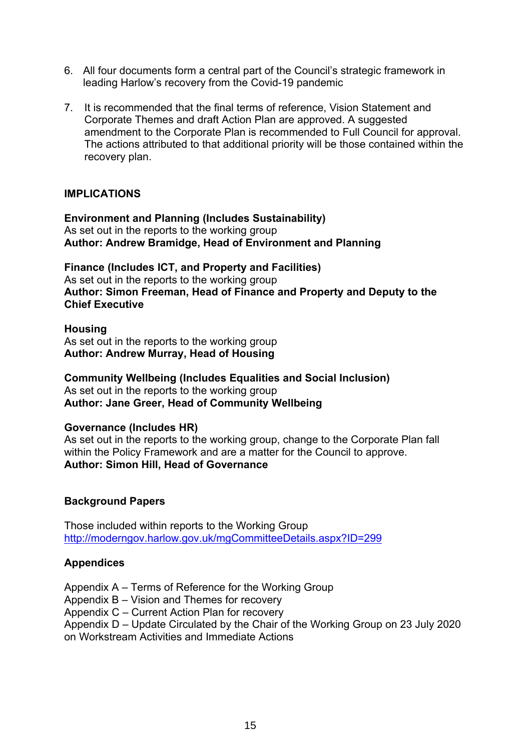6. All four documents form a central part of the Council's strategic framework in leading Harlow's recovery from the Covid-19 pandemic

7. It is recommended that the final terms of reference, Vision Statement and Corporate Themes and draft Action Plan are approved. A suggested amendment to the Corporate Plan is recommended to Full Council for approval. The actions attributed to that additional priority will be those contained within the recovery plan.

**IMPLICATIONS**

**Environment and Planning (Includes Sustainability)**
As set out in the reports to the working group
**Author: Andrew Bramidge, Head of Environment and Planning**

**Finance (Includes ICT, and Property and Facilities)**
As set out in the reports to the working group
**Author: Simon Freeman, Head of Finance and Property and Deputy to the Chief Executive**

**Housing**
As set out in the reports to the working group
**Author: Andrew Murray, Head of Housing**

**Community Wellbeing (Includes Equalities and Social Inclusion)**
As set out in the reports to the working group
**Author: Jane Greer, Head of Community Wellbeing**

**Governance (Includes HR)**
As set out in the reports to the working group, change to the Corporate Plan fall within the Policy Framework and are a matter for the Council to approve.
**Author: Simon Hill, Head of Governance**

**Background Papers**

Those included within reports to the Working Group
http://moderngov.harlow.gov.uk/mgCommitteeDetails.aspx?ID=299

**Appendices**

Appendix A – Terms of Reference for the Working Group
Appendix B – Vision and Themes for recovery
Appendix C – Current Action Plan for recovery
Appendix D – Update Circulated by the Chair of the Working Group on 23 July 2020 on Workstream Activities and Immediate Actions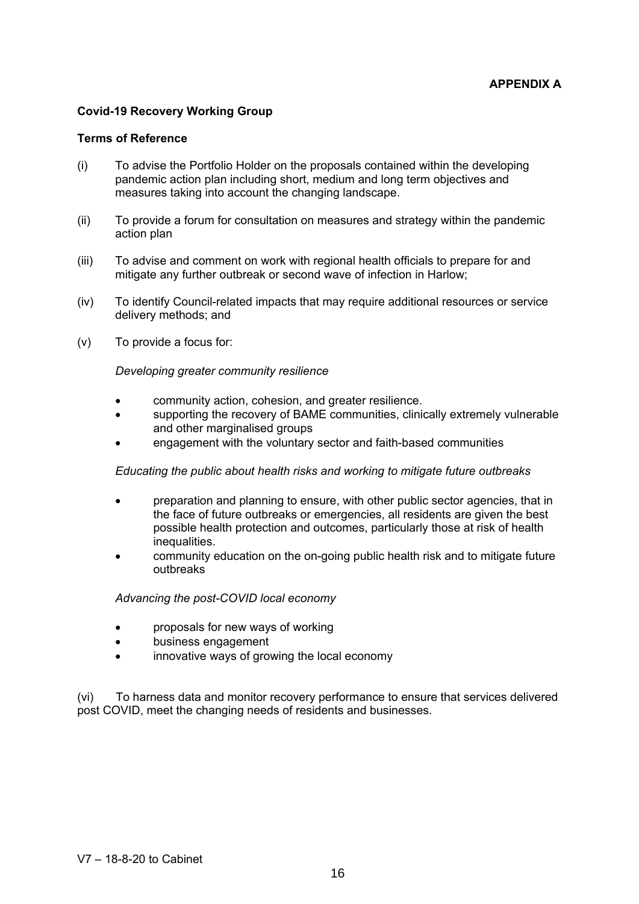**APPENDIX A**

**Covid-19 Recovery Working Group**

**Terms of Reference**

(i) To advise the Portfolio Holder on the proposals contained within the developing pandemic action plan including short, medium and long term objectives and measures taking into account the changing landscape.

(ii) To provide a forum for consultation on measures and strategy within the pandemic action plan

(iii) To advise and comment on work with regional health officials to prepare for and mitigate any further outbreak or second wave of infection in Harlow;

(iv) To identify Council-related impacts that may require additional resources or service delivery methods; and

(v) To provide a focus for:

*Developing greater community resilience*

- community action, cohesion, and greater resilience.
- supporting the recovery of BAME communities, clinically extremely vulnerable and other marginalised groups
- engagement with the voluntary sector and faith-based communities

*Educating the public about health risks and working to mitigate future outbreaks*

- preparation and planning to ensure, with other public sector agencies, that in the face of future outbreaks or emergencies, all residents are given the best possible health protection and outcomes, particularly those at risk of health inequalities.
- community education on the on-going public health risk and to mitigate future outbreaks

*Advancing the post-COVID local economy*

- proposals for new ways of working
- business engagement
- innovative ways of growing the local economy

(vi) To harness data and monitor recovery performance to ensure that services delivered post COVID, meet the changing needs of residents and businesses.

V7 – 18-8-20 to Cabinet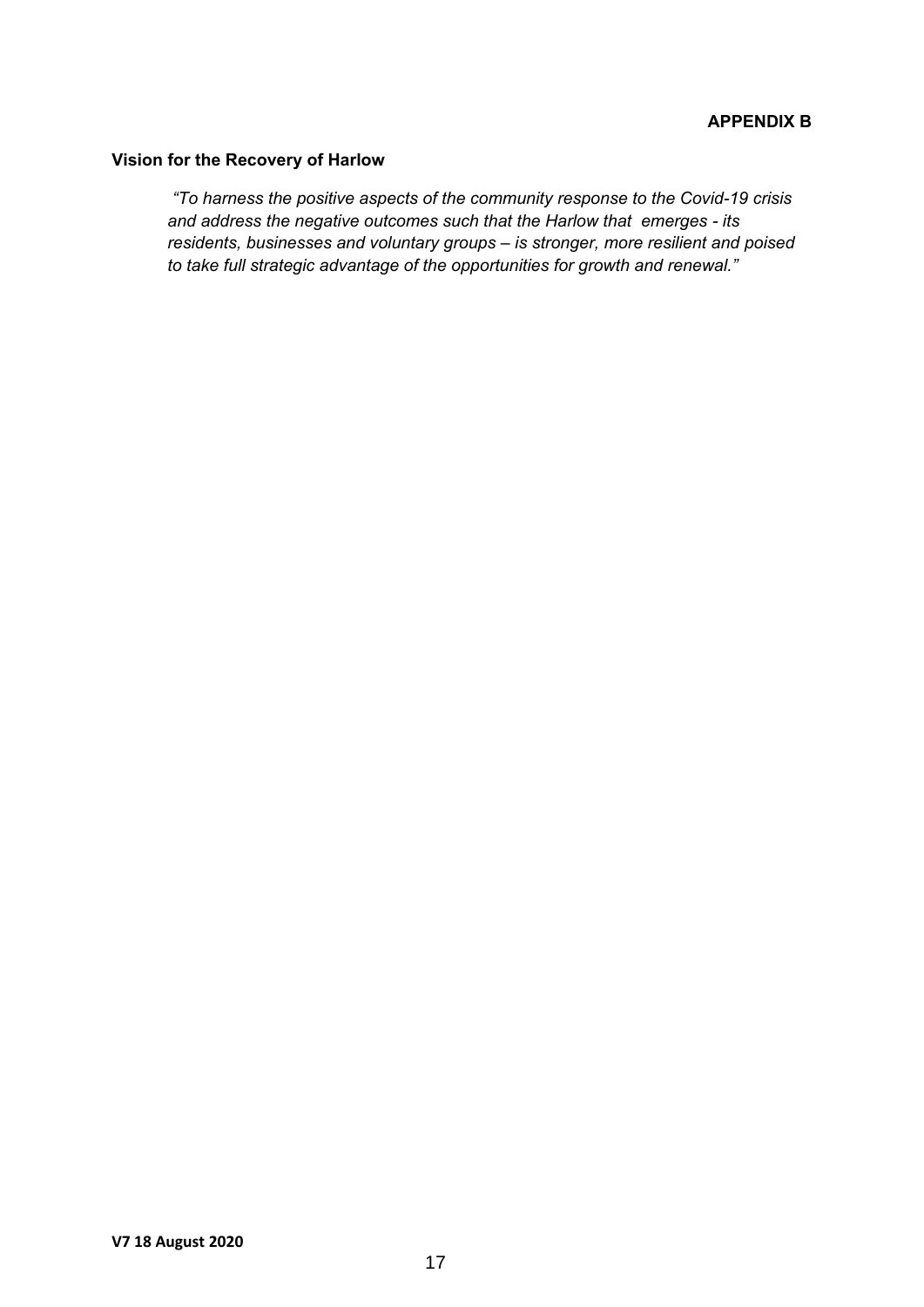**APPENDIX B**

**Vision for the Recovery of Harlow**

*"To harness the positive aspects of the community response to the Covid-19 crisis and address the negative outcomes such that the Harlow that emerges - its residents, businesses and voluntary groups – is stronger, more resilient and poised to take full strategic advantage of the opportunities for growth and renewal."*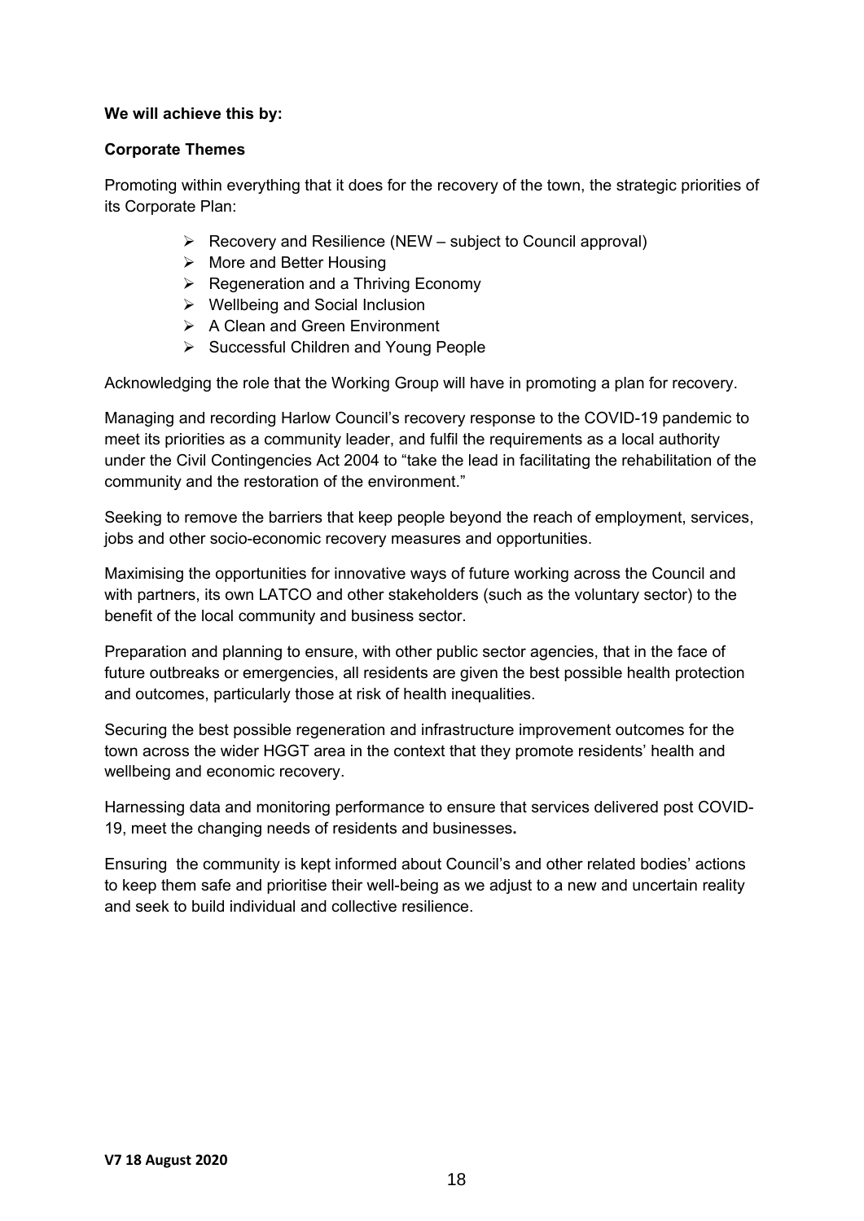**We will achieve this by:**

**Corporate Themes**

Promoting within everything that it does for the recovery of the town, the strategic priorities of its Corporate Plan:

- Recovery and Resilience (NEW – subject to Council approval)
- More and Better Housing
- Regeneration and a Thriving Economy
- Wellbeing and Social Inclusion
- A Clean and Green Environment
- Successful Children and Young People

Acknowledging the role that the Working Group will have in promoting a plan for recovery.

Managing and recording Harlow Council's recovery response to the COVID-19 pandemic to meet its priorities as a community leader, and fulfil the requirements as a local authority under the Civil Contingencies Act 2004 to "take the lead in facilitating the rehabilitation of the community and the restoration of the environment."

Seeking to remove the barriers that keep people beyond the reach of employment, services, jobs and other socio-economic recovery measures and opportunities.

Maximising the opportunities for innovative ways of future working across the Council and with partners, its own LATCO and other stakeholders (such as the voluntary sector) to the benefit of the local community and business sector.

Preparation and planning to ensure, with other public sector agencies, that in the face of future outbreaks or emergencies, all residents are given the best possible health protection and outcomes, particularly those at risk of health inequalities.

Securing the best possible regeneration and infrastructure improvement outcomes for the town across the wider HGGT area in the context that they promote residents' health and wellbeing and economic recovery.

Harnessing data and monitoring performance to ensure that services delivered post COVID-19, meet the changing needs of residents and businesses**.**

Ensuring the community is kept informed about Council's and other related bodies' actions to keep them safe and prioritise their well-being as we adjust to a new and uncertain reality and seek to build individual and collective resilience.

**V7 18 August 2020**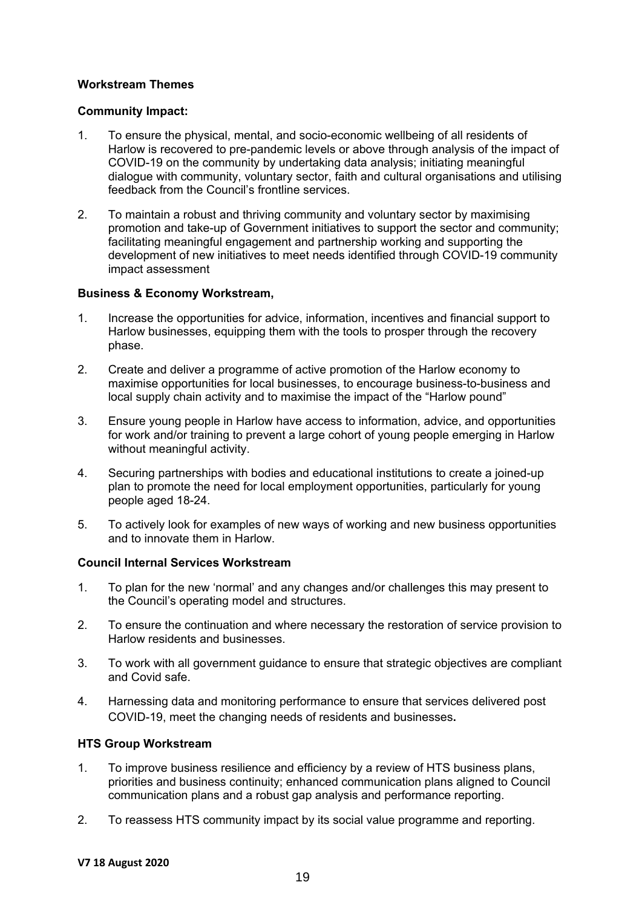**Workstream Themes**

**Community Impact:**

1. To ensure the physical, mental, and socio-economic wellbeing of all residents of Harlow is recovered to pre-pandemic levels or above through analysis of the impact of COVID-19 on the community by undertaking data analysis; initiating meaningful dialogue with community, voluntary sector, faith and cultural organisations and utilising feedback from the Council's frontline services.

2. To maintain a robust and thriving community and voluntary sector by maximising promotion and take-up of Government initiatives to support the sector and community; facilitating meaningful engagement and partnership working and supporting the development of new initiatives to meet needs identified through COVID-19 community impact assessment

**Business & Economy Workstream,**

1. Increase the opportunities for advice, information, incentives and financial support to Harlow businesses, equipping them with the tools to prosper through the recovery phase.

2. Create and deliver a programme of active promotion of the Harlow economy to maximise opportunities for local businesses, to encourage business-to-business and local supply chain activity and to maximise the impact of the "Harlow pound"

3. Ensure young people in Harlow have access to information, advice, and opportunities for work and/or training to prevent a large cohort of young people emerging in Harlow without meaningful activity.

4. Securing partnerships with bodies and educational institutions to create a joined-up plan to promote the need for local employment opportunities, particularly for young people aged 18-24.

5. To actively look for examples of new ways of working and new business opportunities and to innovate them in Harlow.

**Council Internal Services Workstream**

1. To plan for the new 'normal' and any changes and/or challenges this may present to the Council's operating model and structures.

2. To ensure the continuation and where necessary the restoration of service provision to Harlow residents and businesses.

3. To work with all government guidance to ensure that strategic objectives are compliant and Covid safe.

4. Harnessing data and monitoring performance to ensure that services delivered post COVID-19, meet the changing needs of residents and businesses**.**

**HTS Group Workstream**

1. To improve business resilience and efficiency by a review of HTS business plans, priorities and business continuity; enhanced communication plans aligned to Council communication plans and a robust gap analysis and performance reporting.

2. To reassess HTS community impact by its social value programme and reporting.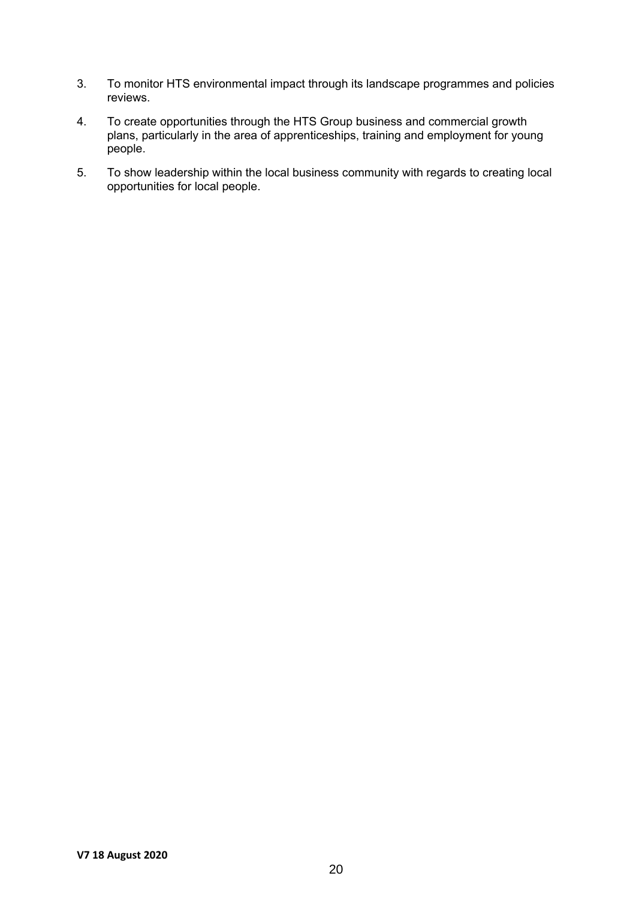3. To monitor HTS environmental impact through its landscape programmes and policies reviews.

4. To create opportunities through the HTS Group business and commercial growth plans, particularly in the area of apprenticeships, training and employment for young people.

5. To show leadership within the local business community with regards to creating local opportunities for local people.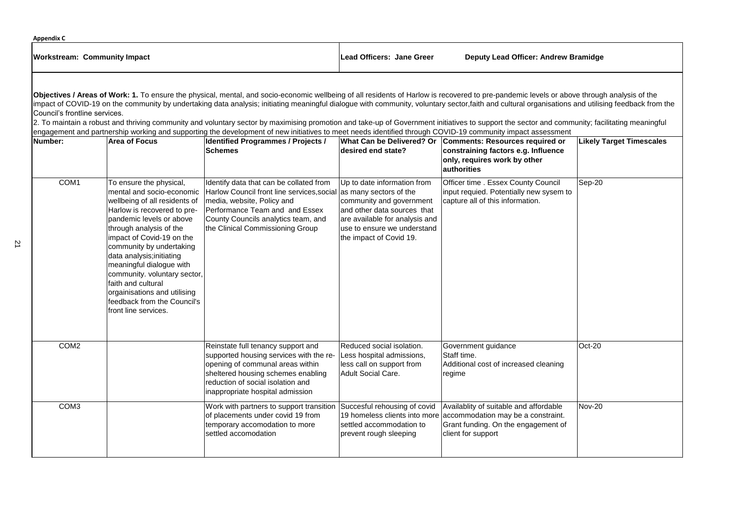**Appendix C**

| **Workstream: Community Impact** | **Lead Officers: Jane Greer** | **Deputy Lead Officer: Andrew Bramidge** |
|---|---|---|

**Objectives / Areas of Work: 1.** To ensure the physical, mental, and socio-economic wellbeing of all residents of Harlow is recovered to pre-pandemic levels or above through analysis of the impact of COVID-19 on the community by undertaking data analysis; initiating meaningful dialogue with community, voluntary sector,faith and cultural organisations and utilising feedback from the Council's frontline services.

2. To maintain a robust and thriving community and voluntary sector by maximising promotion and take-up of Government initiatives to support the sector and community; facilitating meaningful engagement and partnership working and supporting the development of new initiatives to meet needs identified through COVID-19 community impact assessment

| Number: | Area of Focus | Identified Programmes / Projects / Schemes | What Can be Delivered? Or desired end state? | Comments: Resources required or constraining factors e.g. Influence only, requires work by other authorities | Likely Target Timescales |
|---|---|---|---|---|---|
| COM1 | To ensure the physical, mental and socio-economic wellbeing of all residents of Harlow is recovered to pre-pandemic levels or above through analysis of the impact of Covid-19 on the community by undertaking data analysis;initiating meaningful dialogue with community. voluntary sector, faith and cultural orgainisations and utilising feedback from the Council's front line services. | Identify data that can be collated from Harlow Council front line services,social media, website, Policy and Performance Team and and Essex County Councils analytics team, and the Clinical Commissioning Group | Up to date information from as many sectors of the community and government and other data sources that are available for analysis and use to ensure we understand the impact of Covid 19. | Officer time . Essex County Council input requied. Potentially new sysem to capture all of this information. | Sep-20 |
| COM2 | | Reinstate full tenancy support and supported housing services with the re-opening of communal areas within sheltered housing schemes enabling reduction of social isolation and inappropriate hospital admission | Reduced social isolation. Less hospital admissions, less call on support from Adult Social Care. | Government guidance<br>Staff time.<br>Additional cost of increased cleaning regime | Oct-20 |
| COM3 | | Work with partners to support transition of placements under covid 19 from temporary accomodation to more settled accomodation | Succesful rehousing of covid 19 homeless clients into more settled accommodation to prevent rough sleeping | Availablity of suitable and affordable accommodation may be a constraint. Grant funding. On the engagement of client for support | Nov-20 |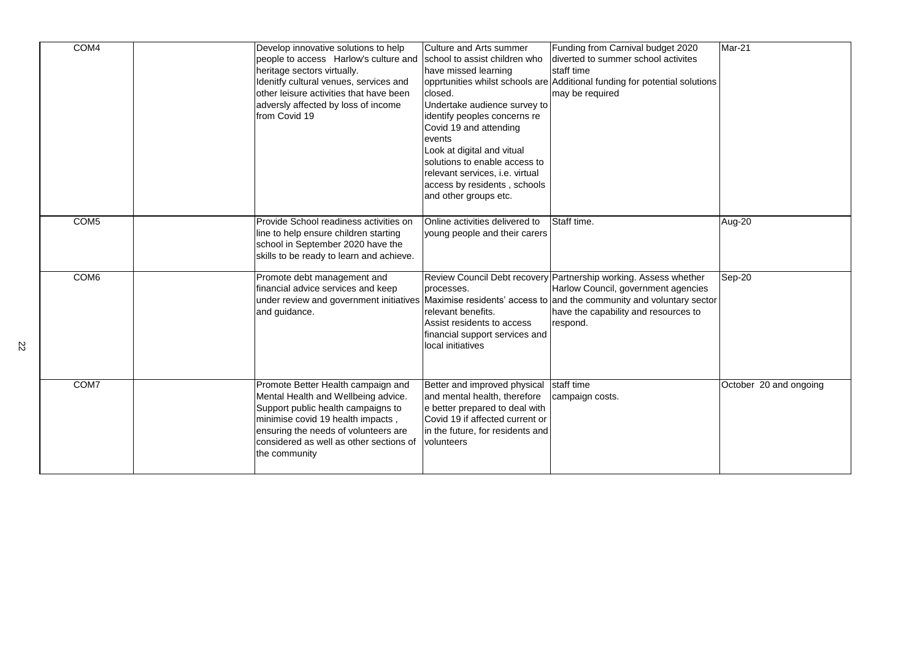| | | | | | |
|---|---|---|---|---|---|
| COM4 | | Develop innovative solutions to help people to access Harlow's culture and heritage sectors virtually.<br>Idenitfy cultural venues, services and other leisure activities that have been adversly affected by loss of income from Covid 19 | Culture and Arts summer school to assist children who have missed learning opprtunities whilst schools are closed.<br>Undertake audience survey to identify peoples concerns re Covid 19 and attending events<br>Look at digital and vitual solutions to enable access to relevant services, i.e. virtual access by residents , schools and other groups etc. | Funding from Carnival budget 2020 diverted to summer school activites<br>staff time<br>Additional funding for potential solutions may be required | Mar-21 |
| COM5 | | Provide School readiness activities on line to help ensure children starting school in September 2020 have the skills to be ready to learn and achieve. | Online activities delivered to young people and their carers | Staff time. | Aug-20 |
| COM6 | | Promote debt management and financial advice services and keep under review and government initiatives and guidance. | Review Council Debt recovery processes.<br>Maximise residents' access to relevant benefits.<br>Assist residents to access financial support services and local initiatives | Partnership working. Assess whether Harlow Council, government agencies and the community and voluntary sector have the capability and resources to respond. | Sep-20 |
| COM7 | | Promote Better Health campaign and Mental Health and Wellbeing advice. Support public health campaigns to minimise covid 19 health impacts , ensuring the needs of volunteers are considered as well as other sections of the community | Better and improved physical and mental health, therefore e better prepared to deal with Covid 19 if affected current or in the future, for residents and volunteers | staff time<br>campaign costs. | October 20 and ongoing |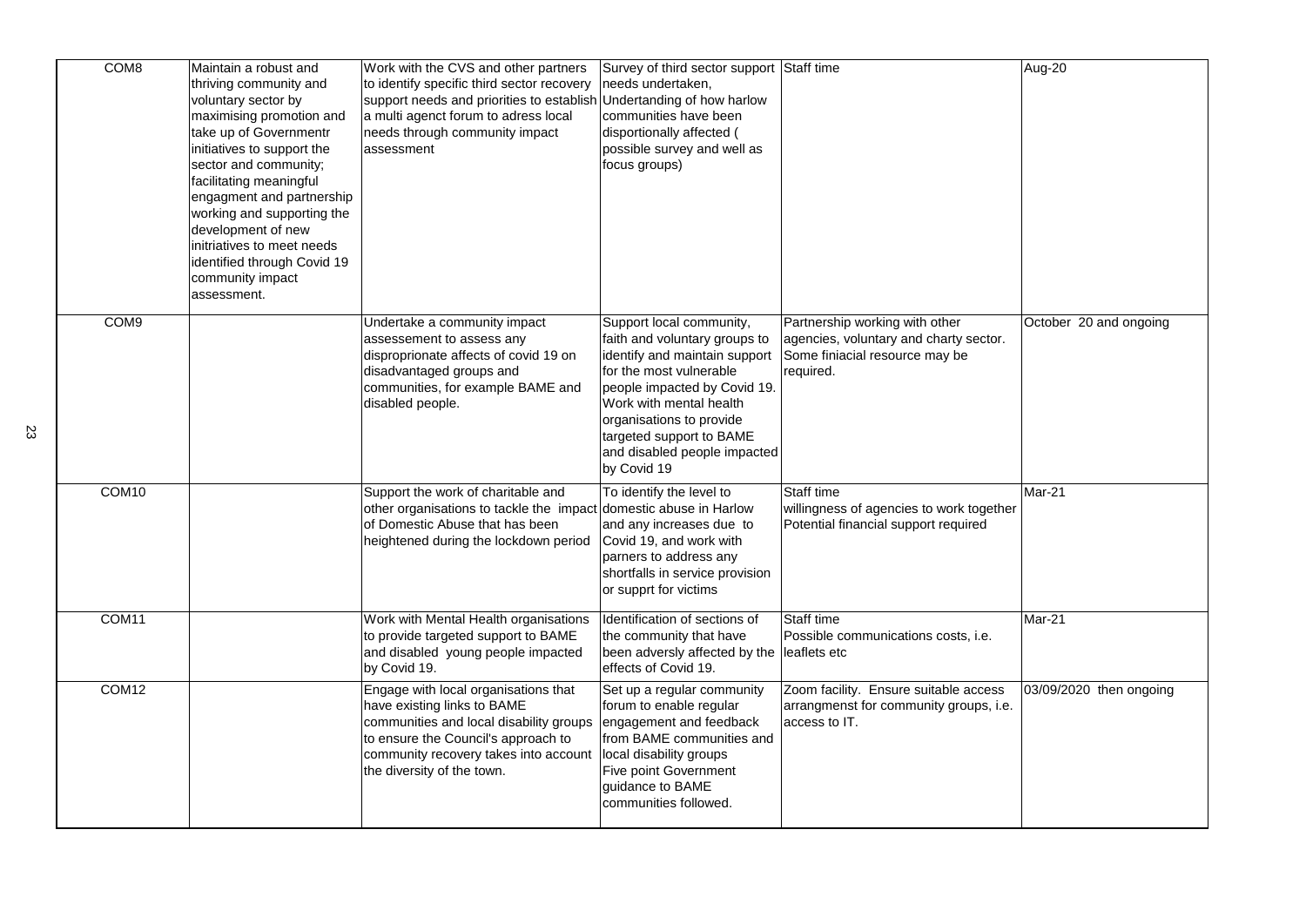| COM8 | Maintain a robust and thriving community and voluntary sector by maximising promotion and take up of Governmentr initiatives to support the sector and community; facilitating meaningful engagment and partnership working and supporting the development of new initriatives to meet needs identified through Covid 19 community impact assessment. | Work with the CVS and other partners to identify specific third sector recovery support needs and priorities to establish a multi agenct forum to adress local needs through community impact assessment | Survey of third sector support needs undertaken, Undertanding of how harlow communities have been disportionally affected ( possible survey and well as focus groups) | Staff time | Aug-20 |
|---|---|---|---|---|---|
| COM9 | | Undertake a community impact assessement to assess any disproprionate affects of covid 19 on disadvantaged groups and communities, for example BAME and disabled people. | Support local community, faith and voluntary groups to identify and maintain support for the most vulnerable people impacted by Covid 19. Work with mental health organisations to provide targeted support to BAME and disabled people impacted by Covid 19 | Partnership working with other agencies, voluntary and charty sector. Some finiacial resource may be required. | October 20 and ongoing |
| COM10 | | Support the work of charitable and other organisations to tackle the impact of Domestic Abuse that has been heightened during the lockdown period | To identify the level to domestic abuse in Harlow and any increases due to Covid 19, and work with parners to address any shortfalls in service provision or supprt for victims | Staff time willingness of agencies to work together Potential financial support required | Mar-21 |
| COM11 | | Work with Mental Health organisations to provide targeted support to BAME and disabled young people impacted by Covid 19. | Identification of sections of the community that have been adversly affected by the effects of Covid 19. | Staff time Possible communications costs, i.e. leaflets etc | Mar-21 |
| COM12 | | Engage with local organisations that have existing links to BAME communities and local disability groups to ensure the Council's approach to community recovery takes into account the diversity of the town. | Set up a regular community forum to enable regular engagement and feedback from BAME communities and local disability groups Five point Government guidance to BAME communities followed. | Zoom facility. Ensure suitable access arrangmenst for community groups, i.e. access to IT. | 03/09/2020 then ongoing |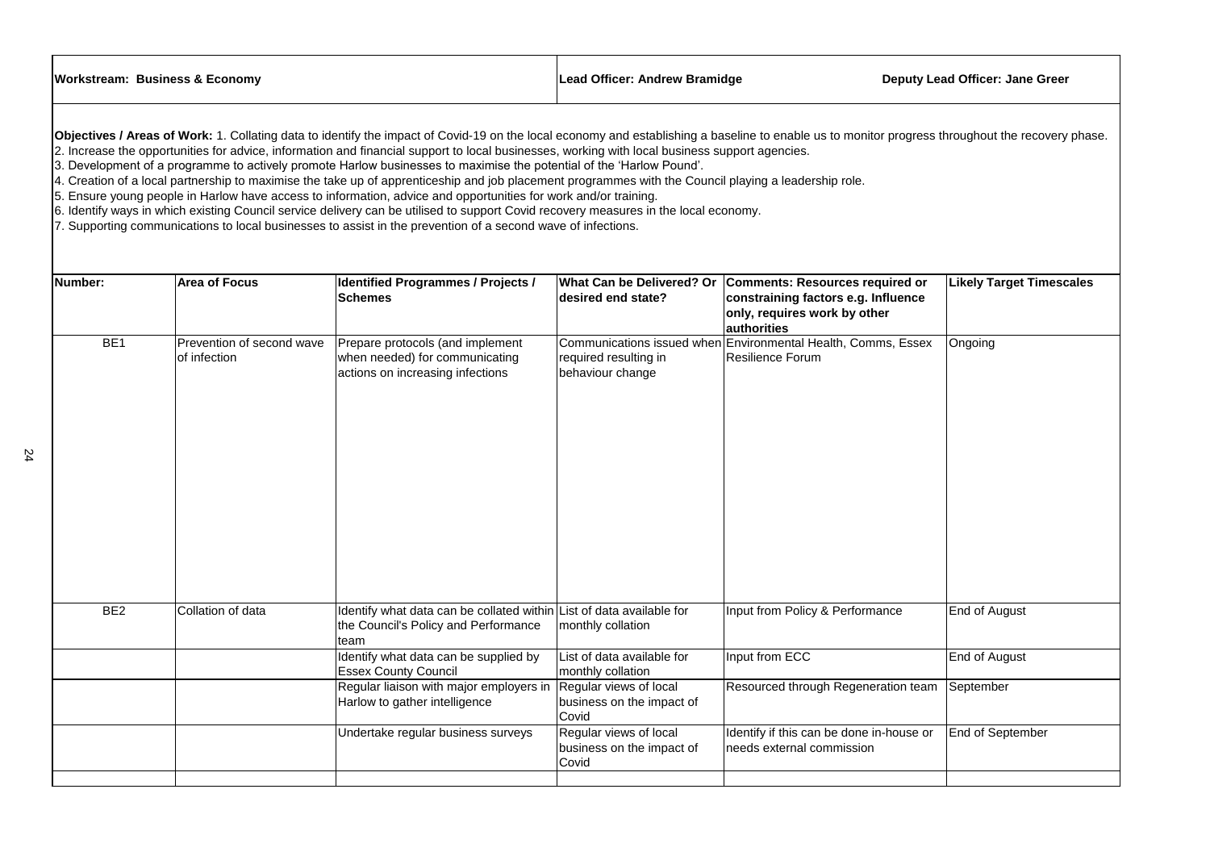| **Workstream: Business & Economy** | **Lead Officer: Andrew Bramidge** | **Deputy Lead Officer: Jane Greer** |
|---|---|---|

**Objectives / Areas of Work:** 1. Collating data to identify the impact of Covid-19 on the local economy and establishing a baseline to enable us to monitor progress throughout the recovery phase.
2. Increase the opportunities for advice, information and financial support to local businesses, working with local business support agencies.
3. Development of a programme to actively promote Harlow businesses to maximise the potential of the 'Harlow Pound'.
4. Creation of a local partnership to maximise the take up of apprenticeship and job placement programmes with the Council playing a leadership role.
5. Ensure young people in Harlow have access to information, advice and opportunities for work and/or training.
6. Identify ways in which existing Council service delivery can be utilised to support Covid recovery measures in the local economy.
7. Supporting communications to local businesses to assist in the prevention of a second wave of infections.

| Number: | Area of Focus | Identified Programmes / Projects / Schemes | What Can be Delivered? Or desired end state? | Comments: Resources required or constraining factors e.g. Influence only, requires work by other authorities | Likely Target Timescales |
|---|---|---|---|---|---|
| BE1 | Prevention of second wave of infection | Prepare protocols (and implement when needed) for communicating actions on increasing infections | Communications issued when required resulting in behaviour change | Environmental Health, Comms, Essex Resilience Forum | Ongoing |
| BE2 | Collation of data | Identify what data can be collated within the Council's Policy and Performance team | List of data available for monthly collation | Input from Policy & Performance | End of August |
| | | Identify what data can be supplied by Essex County Council | List of data available for monthly collation | Input from ECC | End of August |
| | | Regular liaison with major employers in Harlow to gather intelligence | Regular views of local business on the impact of Covid | Resourced through Regeneration team | September |
| | | Undertake regular business surveys | Regular views of local business on the impact of Covid | Identify if this can be done in-house or needs external commission | End of September |
| | | | | | |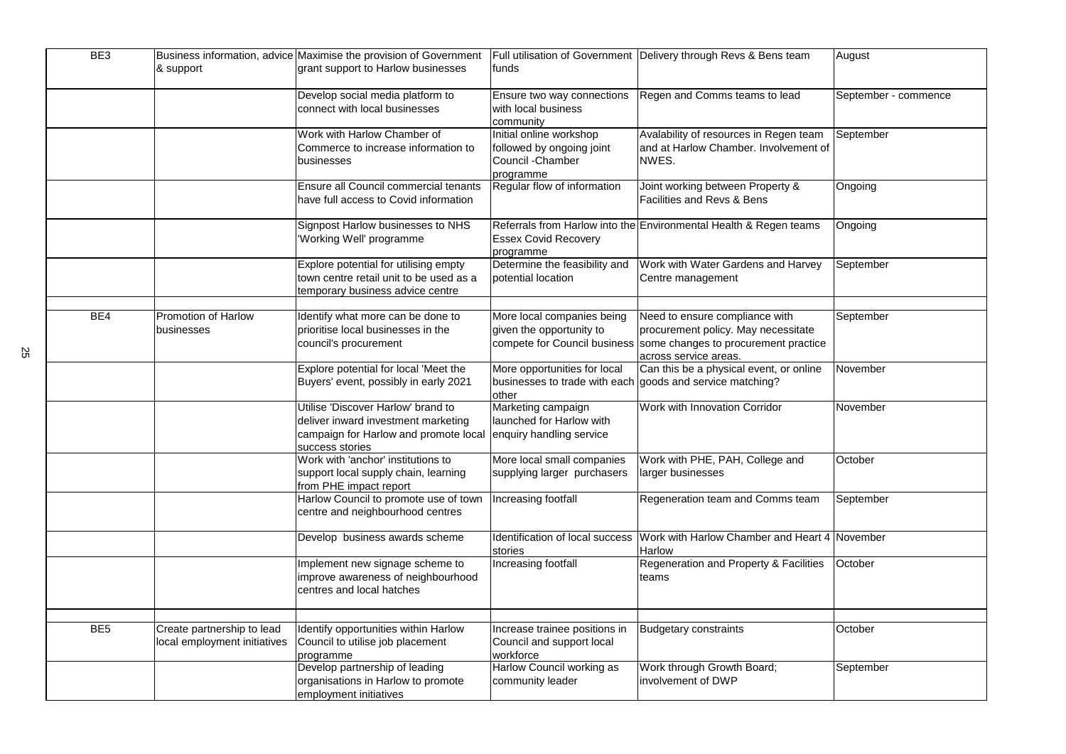| BE3 | Business information, advice & support | Maximise the provision of Government grant support to Harlow businesses | Full utilisation of Government funds | Delivery through Revs & Bens team | August |
|---|---|---|---|---|---|
| | | Develop social media platform to connect with local businesses | Ensure two way connections with local business community | Regen and Comms teams to lead | September - commence |
| | | Work with Harlow Chamber of Commerce to increase information to businesses | Initial online workshop followed by ongoing joint Council -Chamber programme | Avalability of resources in Regen team and at Harlow Chamber. Involvement of NWES. | September |
| | | Ensure all Council commercial tenants have full access to Covid information | Regular flow of information | Joint working between Property & Facilities and Revs & Bens | Ongoing |
| | | Signpost Harlow businesses to NHS 'Working Well' programme | Referrals from Harlow into the Essex Covid Recovery programme | Environmental Health & Regen teams | Ongoing |
| | | Explore potential for utilising empty town centre retail unit to be used as a temporary business advice centre | Determine the feasibility and potential location | Work with Water Gardens and Harvey Centre management | September |
| | | | | | |
| BE4 | Promotion of Harlow businesses | Identify what more can be done to prioritise local businesses in the council's procurement | More local companies being given the opportunity to compete for Council business | Need to ensure compliance with procurement policy. May necessitate some changes to procurement practice across service areas. | September |
| | | Explore potential for local 'Meet the Buyers' event, possibly in early 2021 | More opportunities for local businesses to trade with each other | Can this be a physical event, or online goods and service matching? | November |
| | | Utilise 'Discover Harlow' brand to deliver inward investment marketing campaign for Harlow and promote local success stories | Marketing campaign launched for Harlow with enquiry handling service | Work with Innovation Corridor | November |
| | | Work with 'anchor' institutions to support local supply chain, learning from PHE impact report | More local small companies supplying larger purchasers | Work with PHE, PAH, College and larger businesses | October |
| | | Harlow Council to promote use of town centre and neighbourhood centres | Increasing footfall | Regeneration team and Comms team | September |
| | | Develop business awards scheme | Identification of local success stories | Work with Harlow Chamber and Heart 4 Harlow | November |
| | | Implement new signage scheme to improve awareness of neighbourhood centres and local hatches | Increasing footfall | Regeneration and Property & Facilities teams | October |
| | | | | | |
| BE5 | Create partnership to lead local employment initiatives | Identify opportunities within Harlow Council to utilise job placement programme | Increase trainee positions in Council and support local workforce | Budgetary constraints | October |
| | | Develop partnership of leading organisations in Harlow to promote employment initiatives | Harlow Council working as community leader | Work through Growth Board; involvement of DWP | September |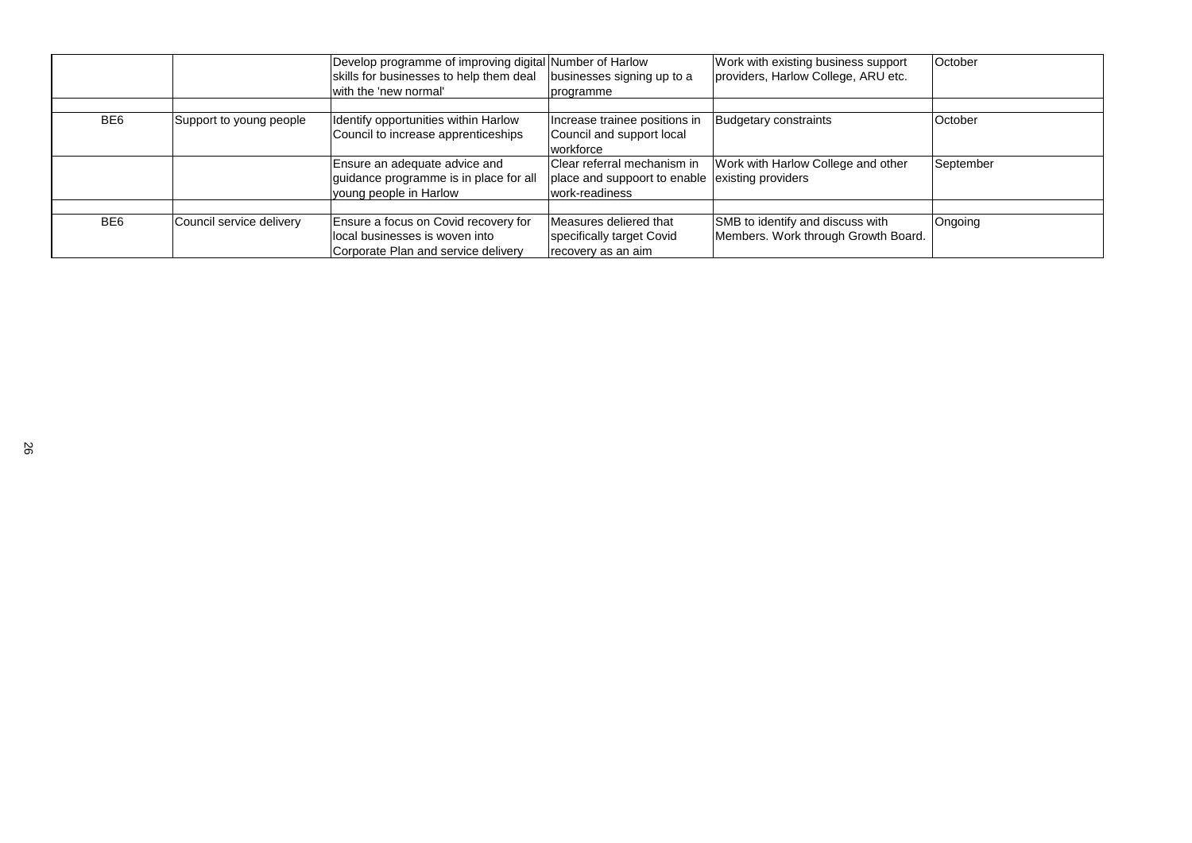| | | | | | |
|---|---|---|---|---|---|
| | | Develop programme of improving digital skills for businesses to help them deal with the 'new normal' | Number of Harlow businesses signing up to a programme | Work with existing business support providers, Harlow College, ARU etc. | October |
| | | | | | |
| BE6 | Support to young people | Identify opportunities within Harlow Council to increase apprenticeships | Increase trainee positions in Council and support local workforce | Budgetary constraints | October |
| | | Ensure an adequate advice and guidance programme is in place for all young people in Harlow | Clear referral mechanism in place and suppoort to enable work-readiness | Work with Harlow College and other existing providers | September |
| | | | | | |
| BE6 | Council service delivery | Ensure a focus on Covid recovery for local businesses is woven into Corporate Plan and service delivery | Measures deliered that specifically target Covid recovery as an aim | SMB to identify and discuss with Members. Work through Growth Board. | Ongoing |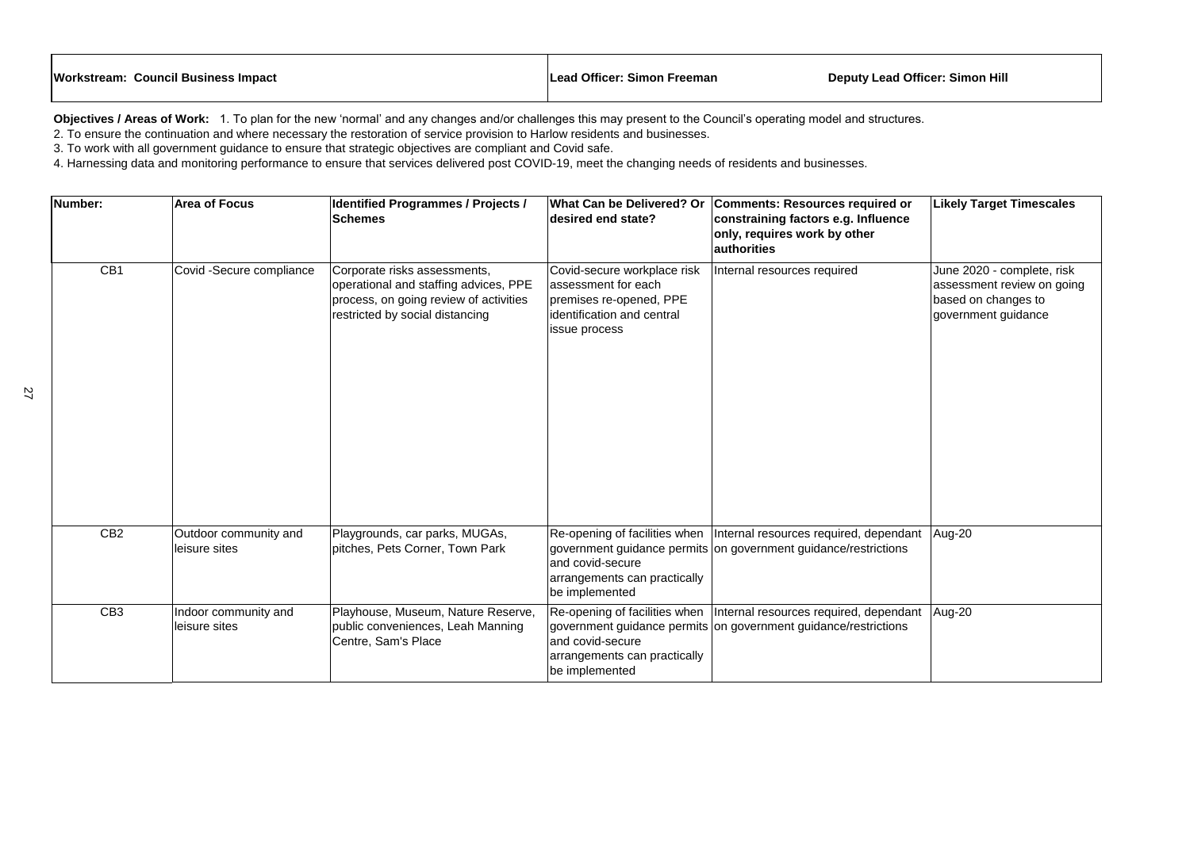**Workstream: Council Business Impact** | **Lead Officer: Simon Freeman** | **Deputy Lead Officer: Simon Hill**

**Objectives / Areas of Work:** 1. To plan for the new 'normal' and any changes and/or challenges this may present to the Council's operating model and structures.
2. To ensure the continuation and where necessary the restoration of service provision to Harlow residents and businesses.
3. To work with all government guidance to ensure that strategic objectives are compliant and Covid safe.
4. Harnessing data and monitoring performance to ensure that services delivered post COVID-19, meet the changing needs of residents and businesses.

| Number: | Area of Focus | Identified Programmes / Projects / Schemes | What Can be Delivered? Or desired end state? | Comments: Resources required or constraining factors e.g. Influence only, requires work by other authorities | Likely Target Timescales |
|---|---|---|---|---|---|
| CB1 | Covid -Secure compliance | Corporate risks assessments, operational and staffing advices, PPE process, on going review of activities restricted by social distancing | Covid-secure workplace risk assessment for each premises re-opened, PPE identification and central issue process | Internal resources required | June 2020 - complete, risk assessment review on going based on changes to government guidance |
| CB2 | Outdoor community and leisure sites | Playgrounds, car parks, MUGAs, pitches, Pets Corner, Town Park | Re-opening of facilities when government guidance permits and covid-secure arrangements can practically be implemented | Internal resources required, dependant on government guidance/restrictions | Aug-20 |
| CB3 | Indoor community and leisure sites | Playhouse, Museum, Nature Reserve, public conveniences, Leah Manning Centre, Sam's Place | Re-opening of facilities when government guidance permits and covid-secure arrangements can practically be implemented | Internal resources required, dependant on government guidance/restrictions | Aug-20 |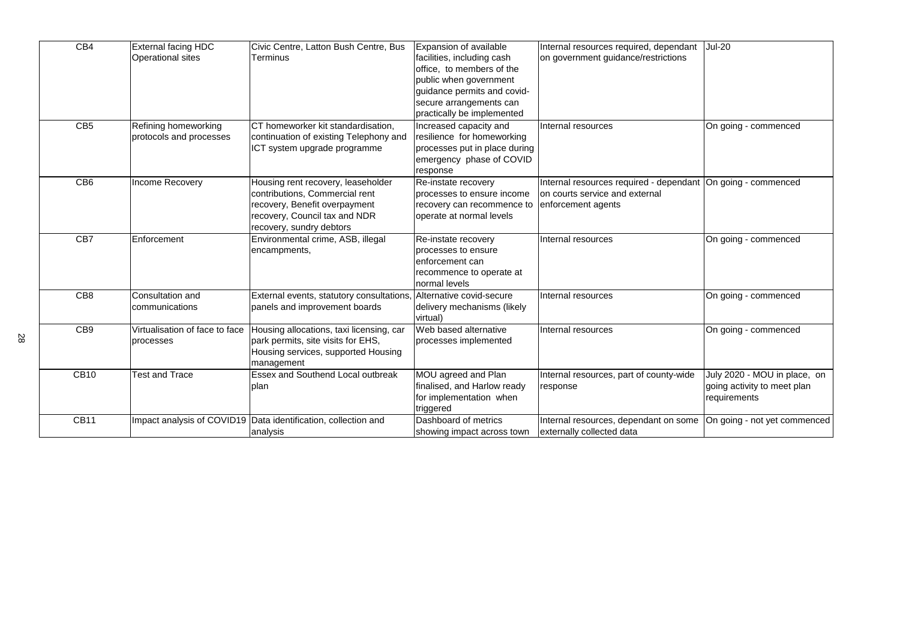| CB4 | External facing HDC Operational sites | Civic Centre, Latton Bush Centre, Bus Terminus | Expansion of available facilities, including cash office, to members of the public when government guidance permits and covid-secure arrangements can practically be implemented | Internal resources required, dependant on government guidance/restrictions | Jul-20 |
|---|---|---|---|---|---|
| CB5 | Refining homeworking protocols and processes | CT homeworker kit standardisation, continuation of existing Telephony and ICT system upgrade programme | Increased capacity and resilience for homeworking processes put in place during emergency phase of COVID response | Internal resources | On going - commenced |
| CB6 | Income Recovery | Housing rent recovery, leaseholder contributions, Commercial rent recovery, Benefit overpayment recovery, Council tax and NDR recovery, sundry debtors | Re-instate recovery processes to ensure income recovery can recommence to operate at normal levels | Internal resources required - dependant on courts service and external enforcement agents | On going - commenced |
| CB7 | Enforcement | Environmental crime, ASB, illegal encampments, | Re-instate recovery processes to ensure enforcement can recommence to operate at normal levels | Internal resources | On going - commenced |
| CB8 | Consultation and communications | External events, statutory consultations, panels and improvement boards | Alternative covid-secure delivery mechanisms (likely virtual) | Internal resources | On going - commenced |
| CB9 | Virtualisation of face to face processes | Housing allocations, taxi licensing, car park permits, site visits for EHS, Housing services, supported Housing management | Web based alternative processes implemented | Internal resources | On going - commenced |
| CB10 | Test and Trace | Essex and Southend Local outbreak plan | MOU agreed and Plan finalised, and Harlow ready for implementation when triggered | Internal resources, part of county-wide response | July 2020 - MOU in place, on going activity to meet plan requirements |
| CB11 | Impact analysis of COVID19 | Data identification, collection and analysis | Dashboard of metrics showing impact across town | Internal resources, dependant on some externally collected data | On going - not yet commenced |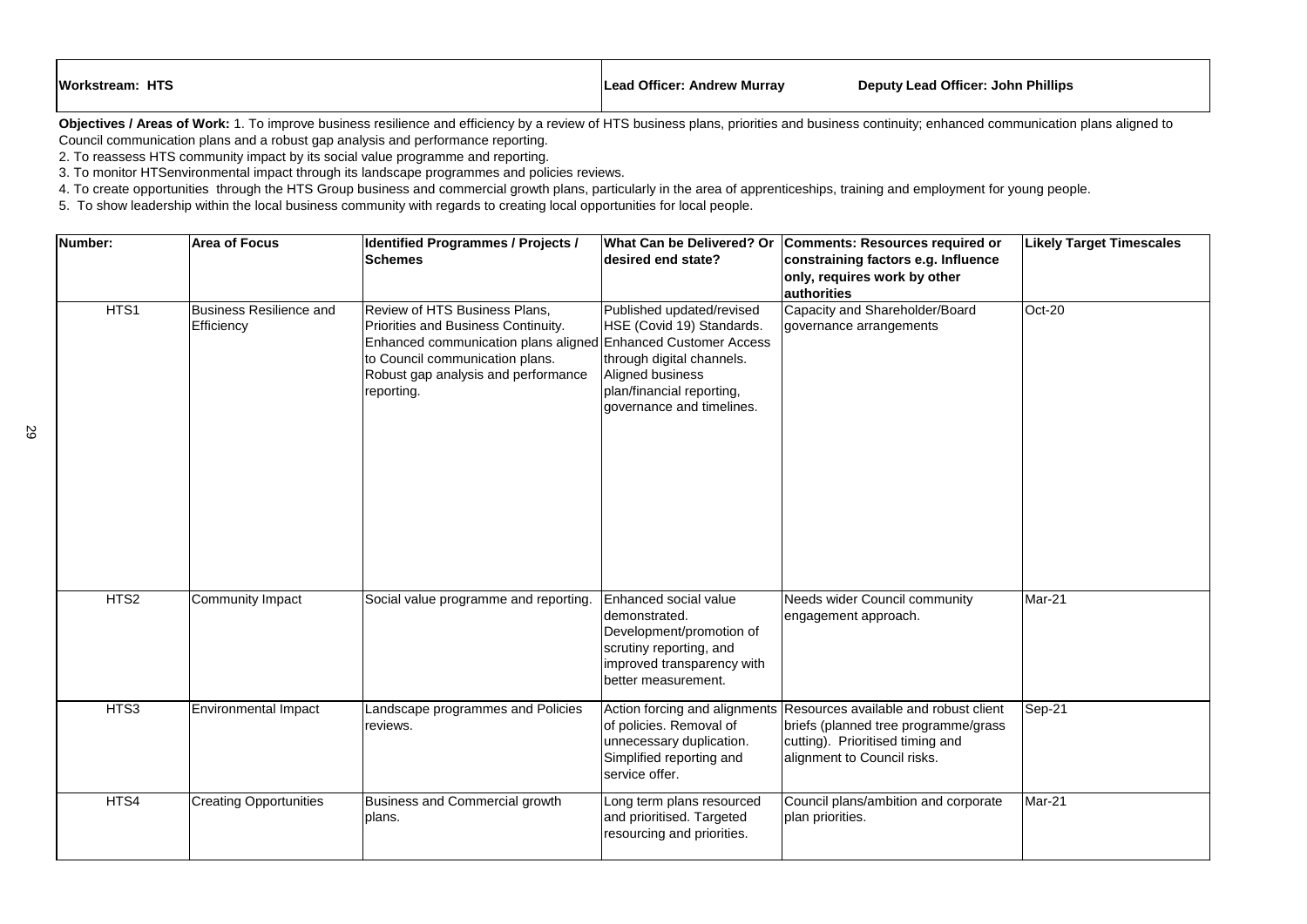| Workstream: HTS | Lead Officer: Andrew Murray | Deputy Lead Officer: John Phillips |
|---|---|---|

**Objectives / Areas of Work:** 1. To improve business resilience and efficiency by a review of HTS business plans, priorities and business continuity; enhanced communication plans aligned to Council communication plans and a robust gap analysis and performance reporting.

2. To reassess HTS community impact by its social value programme and reporting.

3. To monitor HTSenvironmental impact through its landscape programmes and policies reviews.

4. To create opportunities through the HTS Group business and commercial growth plans, particularly in the area of apprenticeships, training and employment for young people.

5. To show leadership within the local business community with regards to creating local opportunities for local people.

| Number: | Area of Focus | Identified Programmes / Projects / Schemes | What Can be Delivered? Or desired end state? | Comments: Resources required or constraining factors e.g. Influence only, requires work by other authorities | Likely Target Timescales |
|---|---|---|---|---|---|
| HTS1 | Business Resilience and Efficiency | Review of HTS Business Plans, Priorities and Business Continuity. Enhanced communication plans aligned to Council communication plans. Robust gap analysis and performance reporting. | Published updated/revised HSE (Covid 19) Standards. Enhanced Customer Access through digital channels. Aligned business plan/financial reporting, governance and timelines. | Capacity and Shareholder/Board governance arrangements | Oct-20 |
| HTS2 | Community Impact | Social value programme and reporting. | Enhanced social value demonstrated. Development/promotion of scrutiny reporting, and improved transparency with better measurement. | Needs wider Council community engagement approach. | Mar-21 |
| HTS3 | Environmental Impact | Landscape programmes and Policies reviews. | Action forcing and alignments of policies. Removal of unnecessary duplication. Simplified reporting and service offer. | Resources available and robust client briefs (planned tree programme/grass cutting). Prioritised timing and alignment to Council risks. | Sep-21 |
| HTS4 | Creating Opportunities | Business and Commercial growth plans. | Long term plans resourced and prioritised. Targeted resourcing and priorities. | Council plans/ambition and corporate plan priorities. | Mar-21 |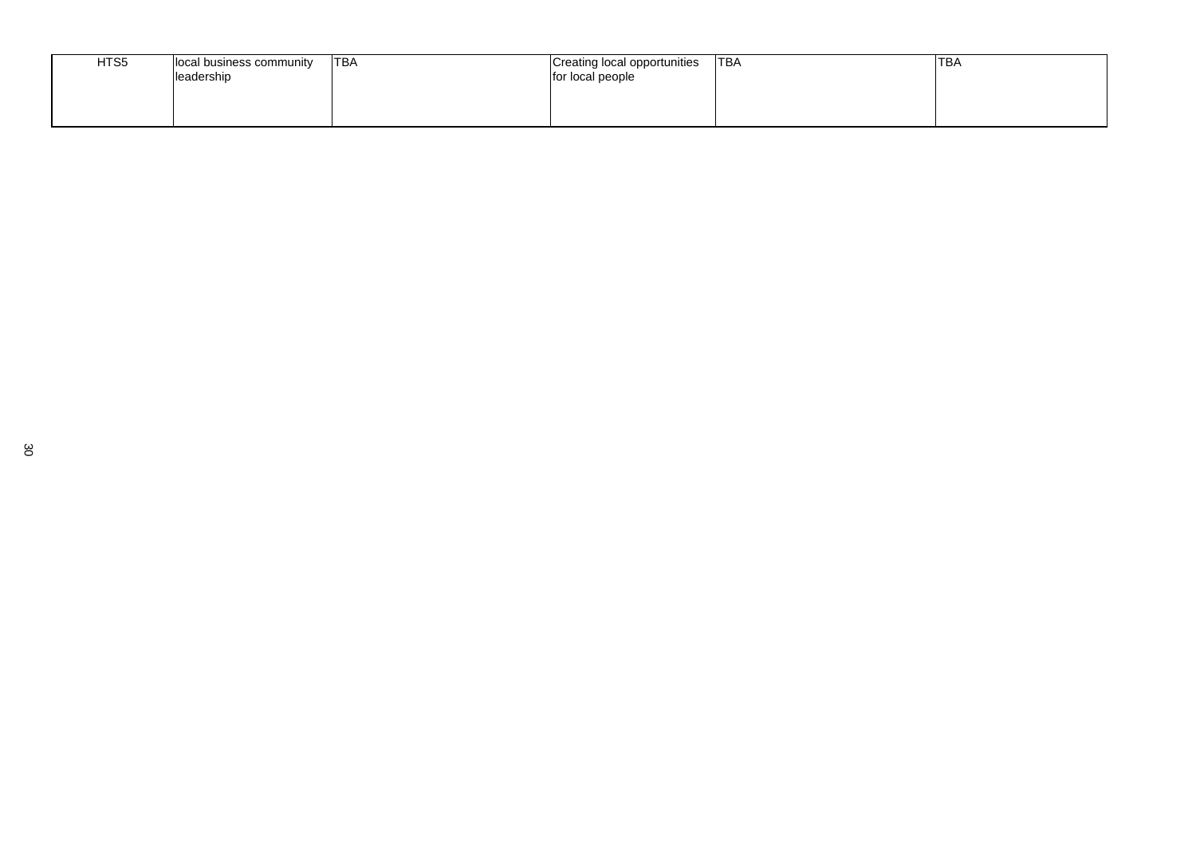| | | | | | |
|---|---|---|---|---|---|
| HTS5 | local business community leadership | TBA | Creating local opportunities for local people | TBA | TBA |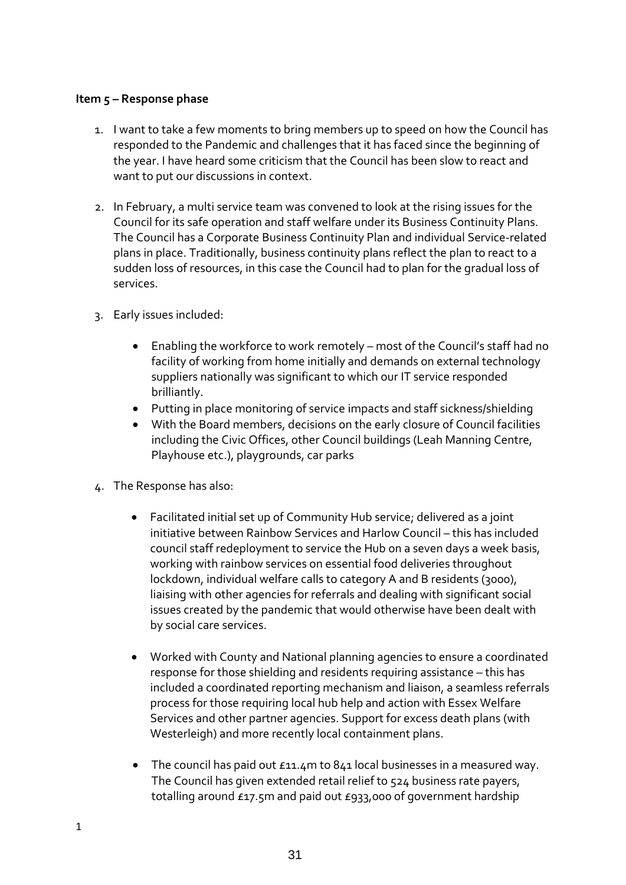**Item 5 – Response phase**

1. I want to take a few moments to bring members up to speed on how the Council has responded to the Pandemic and challenges that it has faced since the beginning of the year. I have heard some criticism that the Council has been slow to react and want to put our discussions in context.

2. In February, a multi service team was convened to look at the rising issues for the Council for its safe operation and staff welfare under its Business Continuity Plans. The Council has a Corporate Business Continuity Plan and individual Service-related plans in place. Traditionally, business continuity plans reflect the plan to react to a sudden loss of resources, in this case the Council had to plan for the gradual loss of services.

3. Early issues included:

   - Enabling the workforce to work remotely – most of the Council's staff had no facility of working from home initially and demands on external technology suppliers nationally was significant to which our IT service responded brilliantly.
   - Putting in place monitoring of service impacts and staff sickness/shielding
   - With the Board members, decisions on the early closure of Council facilities including the Civic Offices, other Council buildings (Leah Manning Centre, Playhouse etc.), playgrounds, car parks

4. The Response has also:

   - Facilitated initial set up of Community Hub service; delivered as a joint initiative between Rainbow Services and Harlow Council – this has included council staff redeployment to service the Hub on a seven days a week basis, working with rainbow services on essential food deliveries throughout lockdown, individual welfare calls to category A and B residents (3000), liaising with other agencies for referrals and dealing with significant social issues created by the pandemic that would otherwise have been dealt with by social care services.

   - Worked with County and National planning agencies to ensure a coordinated response for those shielding and residents requiring assistance – this has included a coordinated reporting mechanism and liaison, a seamless referrals process for those requiring local hub help and action with Essex Welfare Services and other partner agencies. Support for excess death plans (with Westerleigh) and more recently local containment plans.

   - The council has paid out £11.4m to 841 local businesses in a measured way. The Council has given extended retail relief to 524 business rate payers, totalling around £17.5m and paid out £933,000 of government hardship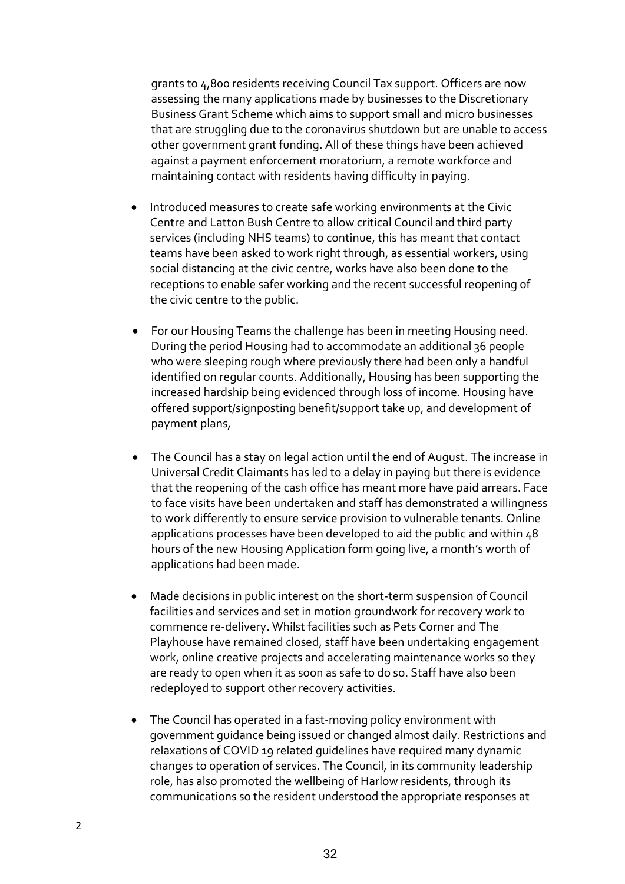grants to 4,800 residents receiving Council Tax support. Officers are now assessing the many applications made by businesses to the Discretionary Business Grant Scheme which aims to support small and micro businesses that are struggling due to the coronavirus shutdown but are unable to access other government grant funding. All of these things have been achieved against a payment enforcement moratorium, a remote workforce and maintaining contact with residents having difficulty in paying.

- Introduced measures to create safe working environments at the Civic Centre and Latton Bush Centre to allow critical Council and third party services (including NHS teams) to continue, this has meant that contact teams have been asked to work right through, as essential workers, using social distancing at the civic centre, works have also been done to the receptions to enable safer working and the recent successful reopening of the civic centre to the public.

- For our Housing Teams the challenge has been in meeting Housing need. During the period Housing had to accommodate an additional 36 people who were sleeping rough where previously there had been only a handful identified on regular counts. Additionally, Housing has been supporting the increased hardship being evidenced through loss of income. Housing have offered support/signposting benefit/support take up, and development of payment plans,

- The Council has a stay on legal action until the end of August. The increase in Universal Credit Claimants has led to a delay in paying but there is evidence that the reopening of the cash office has meant more have paid arrears. Face to face visits have been undertaken and staff has demonstrated a willingness to work differently to ensure service provision to vulnerable tenants. Online applications processes have been developed to aid the public and within 48 hours of the new Housing Application form going live, a month's worth of applications had been made.

- Made decisions in public interest on the short-term suspension of Council facilities and services and set in motion groundwork for recovery work to commence re-delivery. Whilst facilities such as Pets Corner and The Playhouse have remained closed, staff have been undertaking engagement work, online creative projects and accelerating maintenance works so they are ready to open when it as soon as safe to do so. Staff have also been redeployed to support other recovery activities.

- The Council has operated in a fast-moving policy environment with government guidance being issued or changed almost daily. Restrictions and relaxations of COVID 19 related guidelines have required many dynamic changes to operation of services. The Council, in its community leadership role, has also promoted the wellbeing of Harlow residents, through its communications so the resident understood the appropriate responses at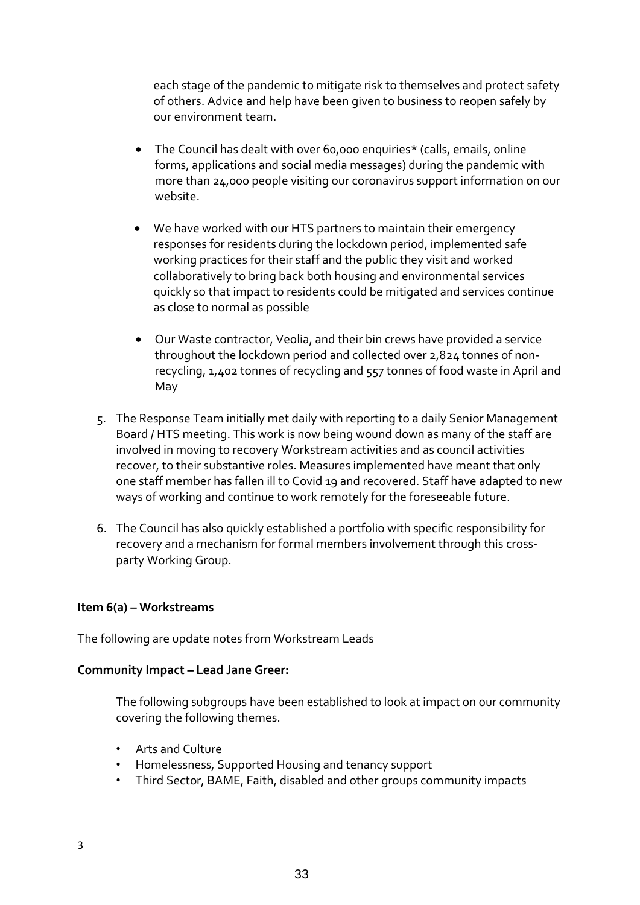each stage of the pandemic to mitigate risk to themselves and protect safety of others. Advice and help have been given to business to reopen safely by our environment team.

- The Council has dealt with over 60,000 enquiries* (calls, emails, online forms, applications and social media messages) during the pandemic with more than 24,000 people visiting our coronavirus support information on our website.

- We have worked with our HTS partners to maintain their emergency responses for residents during the lockdown period, implemented safe working practices for their staff and the public they visit and worked collaboratively to bring back both housing and environmental services quickly so that impact to residents could be mitigated and services continue as close to normal as possible

- Our Waste contractor, Veolia, and their bin crews have provided a service throughout the lockdown period and collected over 2,824 tonnes of non-recycling, 1,402 tonnes of recycling and 557 tonnes of food waste in April and May

5. The Response Team initially met daily with reporting to a daily Senior Management Board / HTS meeting. This work is now being wound down as many of the staff are involved in moving to recovery Workstream activities and as council activities recover, to their substantive roles. Measures implemented have meant that only one staff member has fallen ill to Covid 19 and recovered. Staff have adapted to new ways of working and continue to work remotely for the foreseeable future.

6. The Council has also quickly established a portfolio with specific responsibility for recovery and a mechanism for formal members involvement through this cross-party Working Group.

**Item 6(a) – Workstreams**

The following are update notes from Workstream Leads

**Community Impact – Lead Jane Greer:**

The following subgroups have been established to look at impact on our community covering the following themes.

- Arts and Culture
- Homelessness, Supported Housing and tenancy support
- Third Sector, BAME, Faith, disabled and other groups community impacts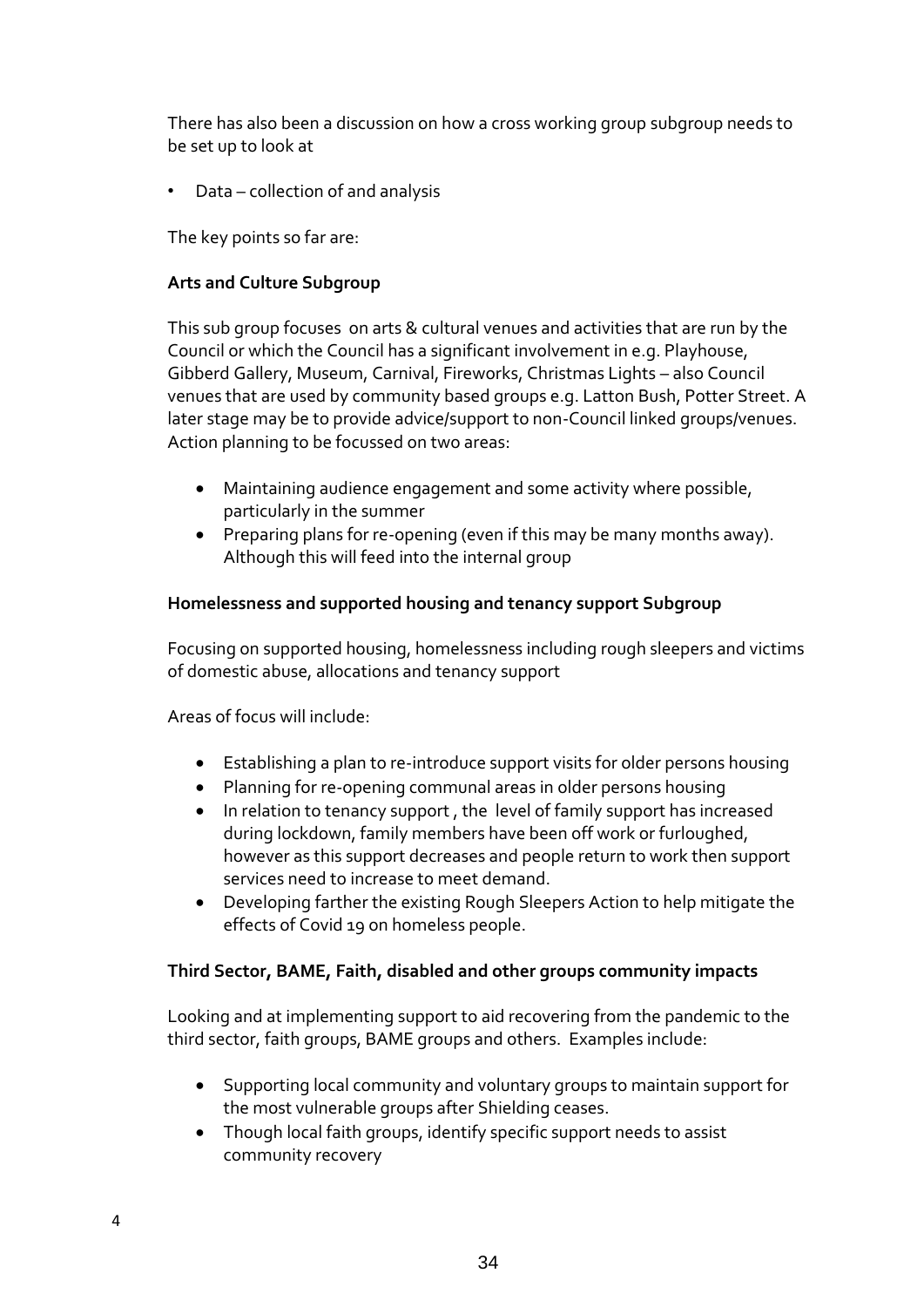There has also been a discussion on how a cross working group subgroup needs to be set up to look at

- Data – collection of and analysis

The key points so far are:

**Arts and Culture Subgroup**

This sub group focuses on arts & cultural venues and activities that are run by the Council or which the Council has a significant involvement in e.g. Playhouse, Gibberd Gallery, Museum, Carnival, Fireworks, Christmas Lights – also Council venues that are used by community based groups e.g. Latton Bush, Potter Street. A later stage may be to provide advice/support to non-Council linked groups/venues. Action planning to be focussed on two areas:

- Maintaining audience engagement and some activity where possible, particularly in the summer
- Preparing plans for re-opening (even if this may be many months away). Although this will feed into the internal group

**Homelessness and supported housing and tenancy support Subgroup**

Focusing on supported housing, homelessness including rough sleepers and victims of domestic abuse, allocations and tenancy support

Areas of focus will include:

- Establishing a plan to re-introduce support visits for older persons housing
- Planning for re-opening communal areas in older persons housing
- In relation to tenancy support , the level of family support has increased during lockdown, family members have been off work or furloughed, however as this support decreases and people return to work then support services need to increase to meet demand.
- Developing farther the existing Rough Sleepers Action to help mitigate the effects of Covid 19 on homeless people.

**Third Sector, BAME, Faith, disabled and other groups community impacts**

Looking and at implementing support to aid recovering from the pandemic to the third sector, faith groups, BAME groups and others. Examples include:

- Supporting local community and voluntary groups to maintain support for the most vulnerable groups after Shielding ceases.
- Though local faith groups, identify specific support needs to assist community recovery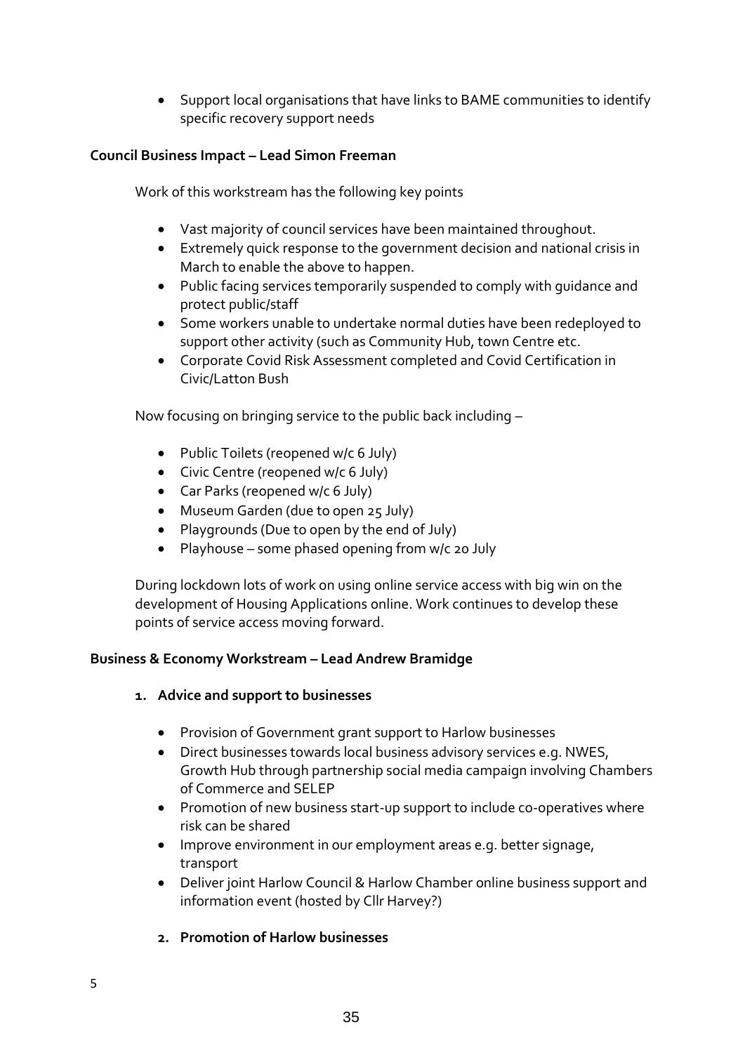- Support local organisations that have links to BAME communities to identify specific recovery support needs

**Council Business Impact – Lead Simon Freeman**

Work of this workstream has the following key points

- Vast majority of council services have been maintained throughout.
- Extremely quick response to the government decision and national crisis in March to enable the above to happen.
- Public facing services temporarily suspended to comply with guidance and protect public/staff
- Some workers unable to undertake normal duties have been redeployed to support other activity (such as Community Hub, town Centre etc.
- Corporate Covid Risk Assessment completed and Covid Certification in Civic/Latton Bush

Now focusing on bringing service to the public back including –

- Public Toilets (reopened w/c 6 July)
- Civic Centre (reopened w/c 6 July)
- Car Parks (reopened w/c 6 July)
- Museum Garden (due to open 25 July)
- Playgrounds (Due to open by the end of July)
- Playhouse – some phased opening from w/c 20 July

During lockdown lots of work on using online service access with big win on the development of Housing Applications online. Work continues to develop these points of service access moving forward.

**Business & Economy Workstream – Lead Andrew Bramidge**

1. **Advice and support to businesses**

   - Provision of Government grant support to Harlow businesses
   - Direct businesses towards local business advisory services e.g. NWES, Growth Hub through partnership social media campaign involving Chambers of Commerce and SELEP
   - Promotion of new business start-up support to include co-operatives where risk can be shared
   - Improve environment in our employment areas e.g. better signage, transport
   - Deliver joint Harlow Council & Harlow Chamber online business support and information event (hosted by Cllr Harvey?)

2. **Promotion of Harlow businesses**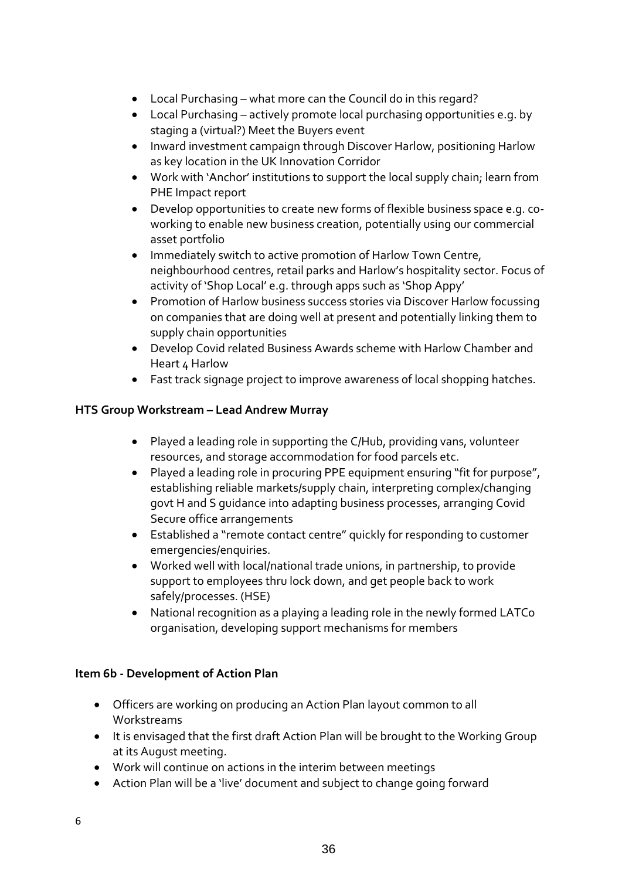- Local Purchasing – what more can the Council do in this regard?
- Local Purchasing – actively promote local purchasing opportunities e.g. by staging a (virtual?) Meet the Buyers event
- Inward investment campaign through Discover Harlow, positioning Harlow as key location in the UK Innovation Corridor
- Work with 'Anchor' institutions to support the local supply chain; learn from PHE Impact report
- Develop opportunities to create new forms of flexible business space e.g. co-working to enable new business creation, potentially using our commercial asset portfolio
- Immediately switch to active promotion of Harlow Town Centre, neighbourhood centres, retail parks and Harlow's hospitality sector. Focus of activity of 'Shop Local' e.g. through apps such as 'Shop Appy'
- Promotion of Harlow business success stories via Discover Harlow focussing on companies that are doing well at present and potentially linking them to supply chain opportunities
- Develop Covid related Business Awards scheme with Harlow Chamber and Heart 4 Harlow
- Fast track signage project to improve awareness of local shopping hatches.

**HTS Group Workstream – Lead Andrew Murray**

- Played a leading role in supporting the C/Hub, providing vans, volunteer resources, and storage accommodation for food parcels etc.
- Played a leading role in procuring PPE equipment ensuring "fit for purpose", establishing reliable markets/supply chain, interpreting complex/changing govt H and S guidance into adapting business processes, arranging Covid Secure office arrangements
- Established a "remote contact centre" quickly for responding to customer emergencies/enquiries.
- Worked well with local/national trade unions, in partnership, to provide support to employees thru lock down, and get people back to work safely/processes. (HSE)
- National recognition as a playing a leading role in the newly formed LATCo organisation, developing support mechanisms for members

**Item 6b - Development of Action Plan**

- Officers are working on producing an Action Plan layout common to all Workstreams
- It is envisaged that the first draft Action Plan will be brought to the Working Group at its August meeting.
- Work will continue on actions in the interim between meetings
- Action Plan will be a 'live' document and subject to change going forward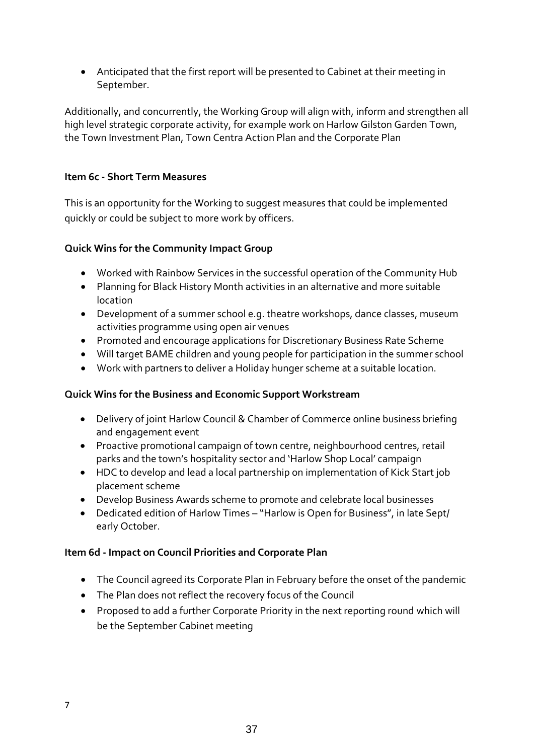- Anticipated that the first report will be presented to Cabinet at their meeting in September.

Additionally, and concurrently, the Working Group will align with, inform and strengthen all high level strategic corporate activity, for example work on Harlow Gilston Garden Town, the Town Investment Plan, Town Centra Action Plan and the Corporate Plan

**Item 6c - Short Term Measures**

This is an opportunity for the Working to suggest measures that could be implemented quickly or could be subject to more work by officers.

**Quick Wins for the Community Impact Group**

- Worked with Rainbow Services in the successful operation of the Community Hub
- Planning for Black History Month activities in an alternative and more suitable location
- Development of a summer school e.g. theatre workshops, dance classes, museum activities programme using open air venues
- Promoted and encourage applications for Discretionary Business Rate Scheme
- Will target BAME children and young people for participation in the summer school
- Work with partners to deliver a Holiday hunger scheme at a suitable location.

**Quick Wins for the Business and Economic Support Workstream**

- Delivery of joint Harlow Council & Chamber of Commerce online business briefing and engagement event
- Proactive promotional campaign of town centre, neighbourhood centres, retail parks and the town's hospitality sector and 'Harlow Shop Local' campaign
- HDC to develop and lead a local partnership on implementation of Kick Start job placement scheme
- Develop Business Awards scheme to promote and celebrate local businesses
- Dedicated edition of Harlow Times – "Harlow is Open for Business", in late Sept/ early October.

**Item 6d - Impact on Council Priorities and Corporate Plan**

- The Council agreed its Corporate Plan in February before the onset of the pandemic
- The Plan does not reflect the recovery focus of the Council
- Proposed to add a further Corporate Priority in the next reporting round which will be the September Cabinet meeting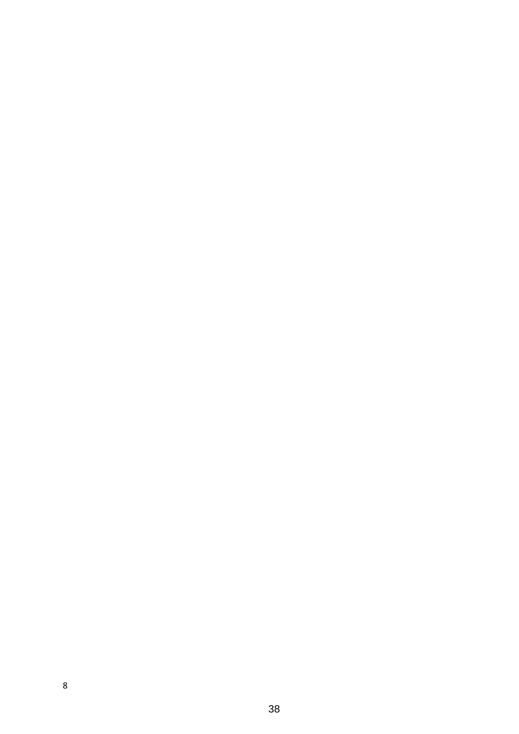8